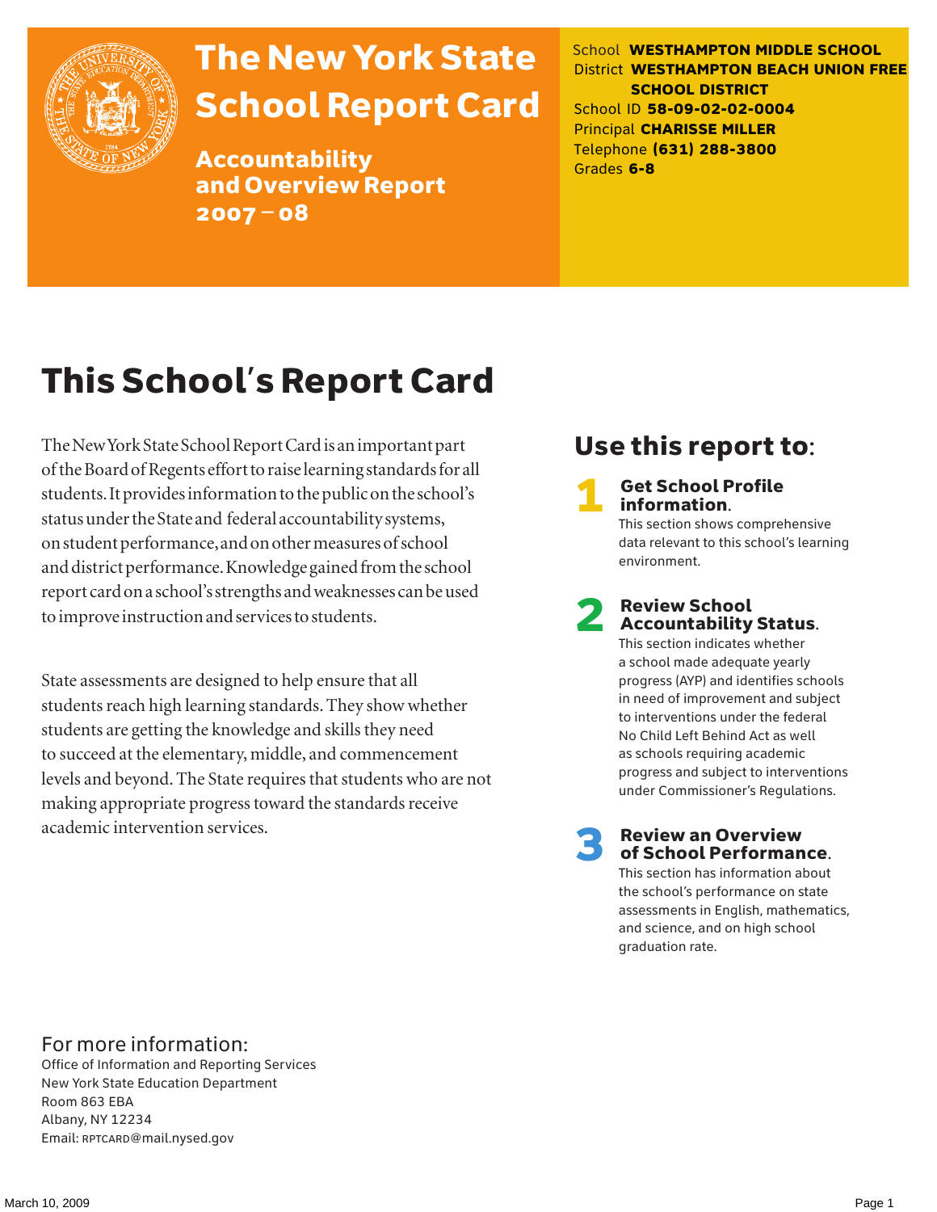# The New York State School Report Card

## Accountability and Overview Report 2007 – 08

School **WESTHAMPTON MIDDLE SCHOOL**
District **WESTHAMPTON BEACH UNION FREE SCHOOL DISTRICT**
School ID **58-09-02-02-0004**
Principal **CHARISSE MILLER**
Telephone **(631) 288-3800**
Grades **6-8**

# This School's Report Card

The New York State School Report Card is an important part of the Board of Regents effort to raise learning standards for all students. It provides information to the public on the school's status under the State and federal accountability systems, on student performance, and on other measures of school and district performance. Knowledge gained from the school report card on a school's strengths and weaknesses can be used to improve instruction and services to students.

State assessments are designed to help ensure that all students reach high learning standards. They show whether students are getting the knowledge and skills they need to succeed at the elementary, middle, and commencement levels and beyond. The State requires that students who are not making appropriate progress toward the standards receive academic intervention services.

## Use this report to:

**1 Get School Profile information.**
This section shows comprehensive data relevant to this school's learning environment.

**2 Review School Accountability Status.**
This section indicates whether a school made adequate yearly progress (AYP) and identifies schools in need of improvement and subject to interventions under the federal No Child Left Behind Act as well as schools requiring academic progress and subject to interventions under Commissioner's Regulations.

**3 Review an Overview of School Performance.**
This section has information about the school's performance on state assessments in English, mathematics, and science, and on high school graduation rate.

For more information:
Office of Information and Reporting Services
New York State Education Department
Room 863 EBA
Albany, NY 12234
Email: RPTCARD@mail.nysed.gov

March 10, 2009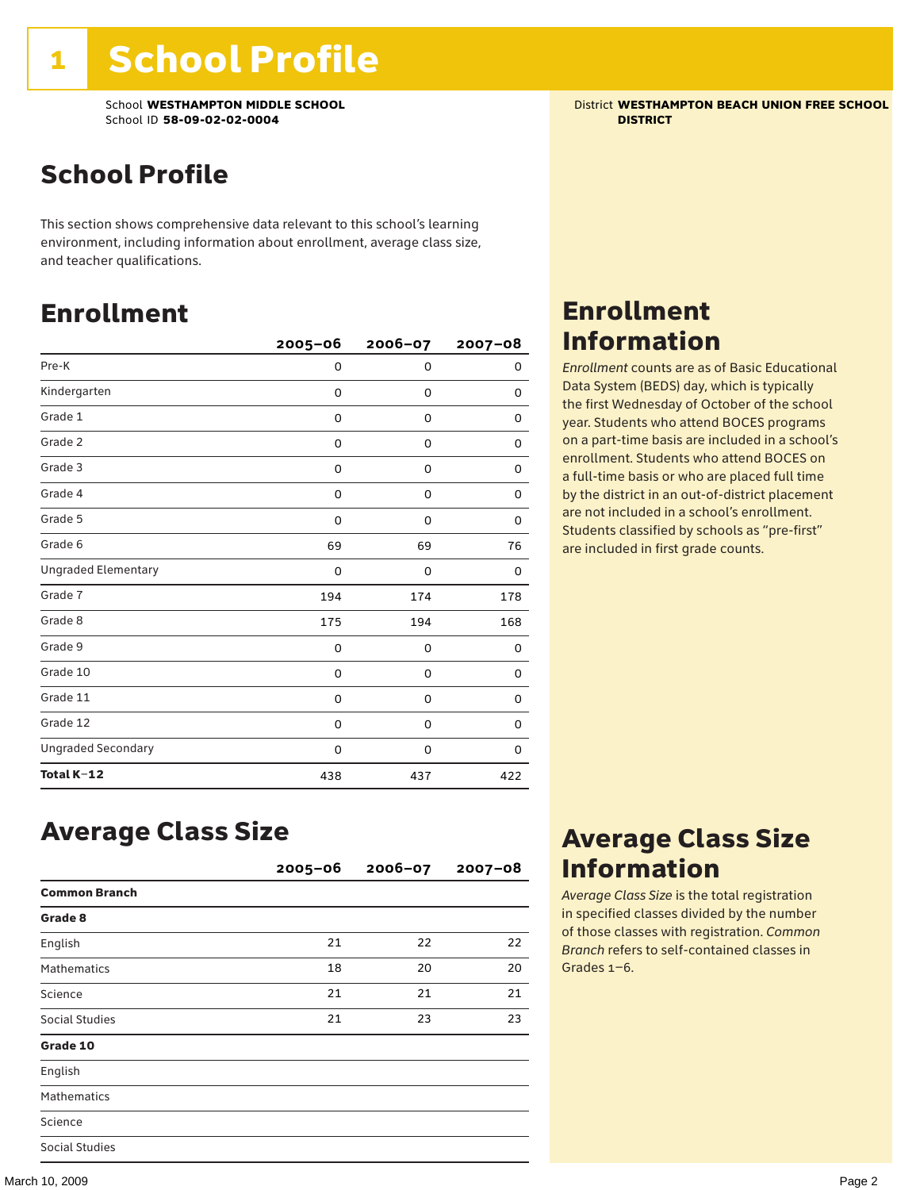# 1 School Profile

School **WESTHAMPTON MIDDLE SCHOOL**
School ID **58-09-02-02-0004**

District **WESTHAMPTON BEACH UNION FREE SCHOOL DISTRICT**

## School Profile

This section shows comprehensive data relevant to this school's learning environment, including information about enrollment, average class size, and teacher qualifications.

## Enrollment

| | 2005–06 | 2006–07 | 2007–08 |
|---|---|---|---|
| Pre-K | 0 | 0 | 0 |
| Kindergarten | 0 | 0 | 0 |
| Grade 1 | 0 | 0 | 0 |
| Grade 2 | 0 | 0 | 0 |
| Grade 3 | 0 | 0 | 0 |
| Grade 4 | 0 | 0 | 0 |
| Grade 5 | 0 | 0 | 0 |
| Grade 6 | 69 | 69 | 76 |
| Ungraded Elementary | 0 | 0 | 0 |
| Grade 7 | 194 | 174 | 178 |
| Grade 8 | 175 | 194 | 168 |
| Grade 9 | 0 | 0 | 0 |
| Grade 10 | 0 | 0 | 0 |
| Grade 11 | 0 | 0 | 0 |
| Grade 12 | 0 | 0 | 0 |
| Ungraded Secondary | 0 | 0 | 0 |
| **Total K–12** | 438 | 437 | 422 |

## Enrollment Information

*Enrollment* counts are as of Basic Educational Data System (BEDS) day, which is typically the first Wednesday of October of the school year. Students who attend BOCES programs on a part-time basis are included in a school's enrollment. Students who attend BOCES on a full-time basis or who are placed full time by the district in an out-of-district placement are not included in a school's enrollment. Students classified by schools as "pre-first" are included in first grade counts.

## Average Class Size

| | 2005–06 | 2006–07 | 2007–08 |
|---|---|---|---|
| **Common Branch** | | | |
| **Grade 8** | | | |
| English | 21 | 22 | 22 |
| Mathematics | 18 | 20 | 20 |
| Science | 21 | 21 | 21 |
| Social Studies | 21 | 23 | 23 |
| **Grade 10** | | | |
| English | | | |
| Mathematics | | | |
| Science | | | |
| Social Studies | | | |

## Average Class Size Information

*Average Class Size* is the total registration in specified classes divided by the number of those classes with registration. *Common Branch* refers to self-contained classes in Grades 1–6.

March 10, 2009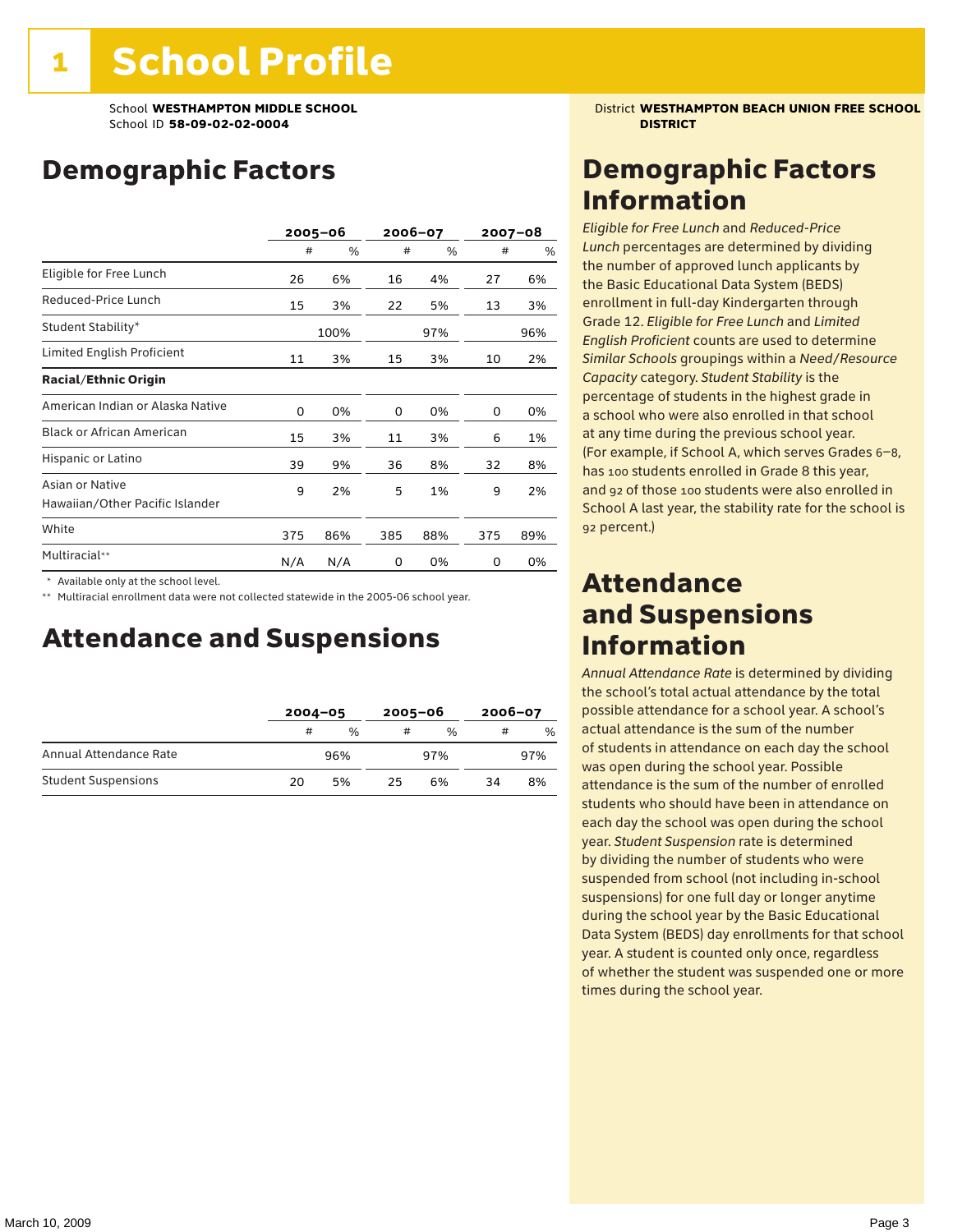# 1 School Profile

School **WESTHAMPTON MIDDLE SCHOOL**
School ID **58-09-02-02-0004**

District **WESTHAMPTON BEACH UNION FREE SCHOOL DISTRICT**

## Demographic Factors

| | 2005–06 | | 2006–07 | | 2007–08 | |
|---|---|---|---|---|---|---|
| | # | % | # | % | # | % |
| Eligible for Free Lunch | 26 | 6% | 16 | 4% | 27 | 6% |
| Reduced-Price Lunch | 15 | 3% | 22 | 5% | 13 | 3% |
| Student Stability* | | 100% | | 97% | | 96% |
| Limited English Proficient | 11 | 3% | 15 | 3% | 10 | 2% |
| **Racial/Ethnic Origin** | | | | | | |
| American Indian or Alaska Native | 0 | 0% | 0 | 0% | 0 | 0% |
| Black or African American | 15 | 3% | 11 | 3% | 6 | 1% |
| Hispanic or Latino | 39 | 9% | 36 | 8% | 32 | 8% |
| Asian or Native Hawaiian/Other Pacific Islander | 9 | 2% | 5 | 1% | 9 | 2% |
| White | 375 | 86% | 385 | 88% | 375 | 89% |
| Multiracial** | N/A | N/A | 0 | 0% | 0 | 0% |

\* Available only at the school level.

\** Multiracial enrollment data were not collected statewide in the 2005-06 school year.

## Attendance and Suspensions

| | 2004–05 | | 2005–06 | | 2006–07 | |
|---|---|---|---|---|---|---|
| | # | % | # | % | # | % |
| Annual Attendance Rate | | 96% | | 97% | | 97% |
| Student Suspensions | 20 | 5% | 25 | 6% | 34 | 8% |

## Demographic Factors Information

*Eligible for Free Lunch* and *Reduced-Price Lunch* percentages are determined by dividing the number of approved lunch applicants by the Basic Educational Data System (BEDS) enrollment in full-day Kindergarten through Grade 12. *Eligible for Free Lunch* and *Limited English Proficient* counts are used to determine *Similar Schools* groupings within a *Need/Resource Capacity* category. *Student Stability* is the percentage of students in the highest grade in a school who were also enrolled in that school at any time during the previous school year. (For example, if School A, which serves Grades 6–8, has 100 students enrolled in Grade 8 this year, and 92 of those 100 students were also enrolled in School A last year, the stability rate for the school is 92 percent.)

## Attendance and Suspensions Information

*Annual Attendance Rate* is determined by dividing the school's total actual attendance by the total possible attendance for a school year. A school's actual attendance is the sum of the number of students in attendance on each day the school was open during the school year. Possible attendance is the sum of the number of enrolled students who should have been in attendance on each day the school was open during the school year. *Student Suspension* rate is determined by dividing the number of students who were suspended from school (not including in-school suspensions) for one full day or longer anytime during the school year by the Basic Educational Data System (BEDS) day enrollments for that school year. A student is counted only once, regardless of whether the student was suspended one or more times during the school year.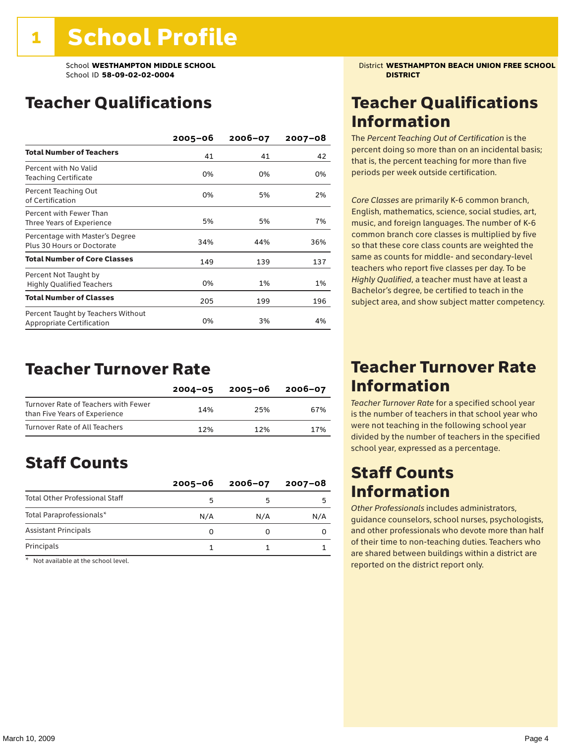# 1 School Profile

School **WESTHAMPTON MIDDLE SCHOOL**
School ID **58-09-02-02-0004**

District **WESTHAMPTON BEACH UNION FREE SCHOOL DISTRICT**

## Teacher Qualifications

| | 2005–06 | 2006–07 | 2007–08 |
|---|---|---|---|
| **Total Number of Teachers** | 41 | 41 | 42 |
| Percent with No Valid Teaching Certificate | 0% | 0% | 0% |
| Percent Teaching Out of Certification | 0% | 5% | 2% |
| Percent with Fewer Than Three Years of Experience | 5% | 5% | 7% |
| Percentage with Master's Degree Plus 30 Hours or Doctorate | 34% | 44% | 36% |
| **Total Number of Core Classes** | 149 | 139 | 137 |
| Percent Not Taught by Highly Qualified Teachers | 0% | 1% | 1% |
| **Total Number of Classes** | 205 | 199 | 196 |
| Percent Taught by Teachers Without Appropriate Certification | 0% | 3% | 4% |

## Teacher Qualifications Information

The *Percent Teaching Out of Certification* is the percent doing so more than on an incidental basis; that is, the percent teaching for more than five periods per week outside certification.

*Core Classes* are primarily K-6 common branch, English, mathematics, science, social studies, art, music, and foreign languages. The number of K-6 common branch core classes is multiplied by five so that these core class counts are weighted the same as counts for middle- and secondary-level teachers who report five classes per day. To be *Highly Qualified*, a teacher must have at least a Bachelor's degree, be certified to teach in the subject area, and show subject matter competency.

## Teacher Turnover Rate

| | 2004–05 | 2005–06 | 2006–07 |
|---|---|---|---|
| Turnover Rate of Teachers with Fewer than Five Years of Experience | 14% | 25% | 67% |
| Turnover Rate of All Teachers | 12% | 12% | 17% |

## Teacher Turnover Rate Information

*Teacher Turnover Rate* for a specified school year is the number of teachers in that school year who were not teaching in the following school year divided by the number of teachers in the specified school year, expressed as a percentage.

## Staff Counts

| | 2005–06 | 2006–07 | 2007–08 |
|---|---|---|---|
| Total Other Professional Staff | 5 | 5 | 5 |
| Total Paraprofessionals* | N/A | N/A | N/A |
| Assistant Principals | 0 | 0 | 0 |
| Principals | 1 | 1 | 1 |

\* Not available at the school level.

## Staff Counts Information

*Other Professionals* includes administrators, guidance counselors, school nurses, psychologists, and other professionals who devote more than half of their time to non-teaching duties. Teachers who are shared between buildings within a district are reported on the district report only.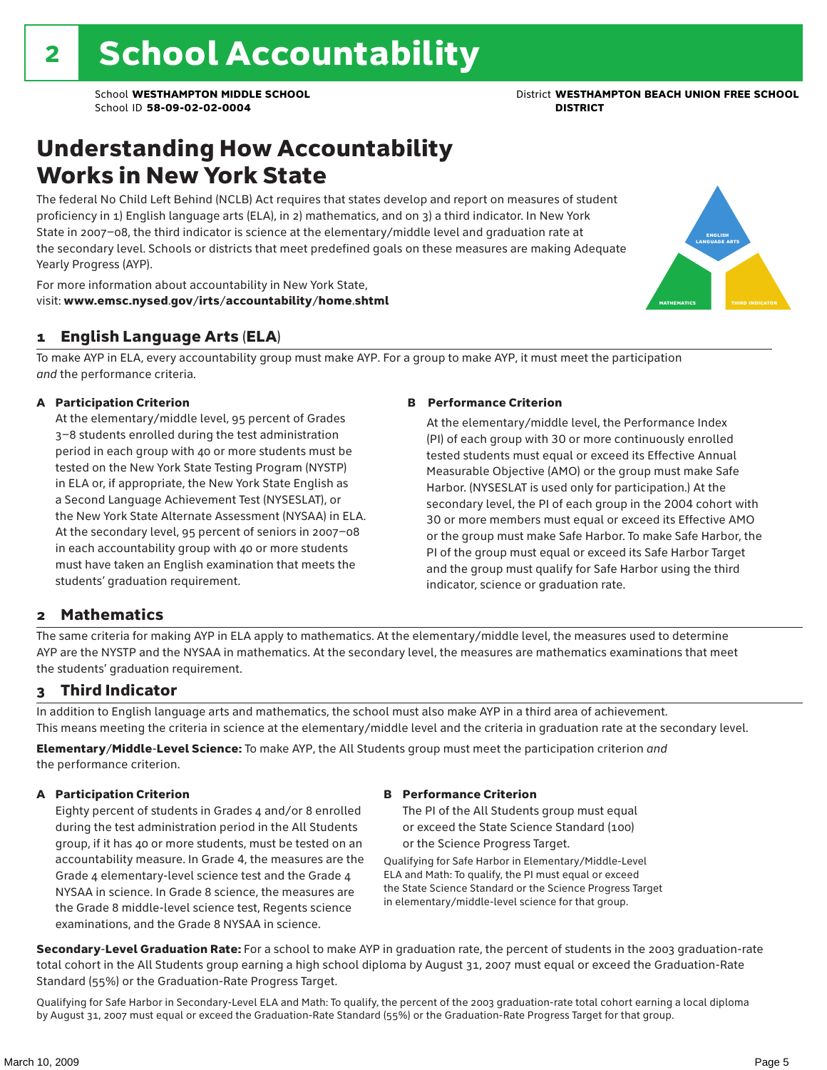# 2 School Accountability

School **WESTHAMPTON MIDDLE SCHOOL**
School ID **58-09-02-02-0004**

District **WESTHAMPTON BEACH UNION FREE SCHOOL DISTRICT**

## Understanding How Accountability Works in New York State

The federal No Child Left Behind (NCLB) Act requires that states develop and report on measures of student proficiency in 1) English language arts (ELA), in 2) mathematics, and on 3) a third indicator. In New York State in 2007–08, the third indicator is science at the elementary/middle level and graduation rate at the secondary level. Schools or districts that meet predefined goals on these measures are making Adequate Yearly Progress (AYP).

For more information about accountability in New York State, visit: **www.emsc.nysed.gov/irts/accountability/home.shtml**

ENGLISH LANGUAGE ARTS
MATHEMATICS
THIRD INDICATOR

### 1 English Language Arts (ELA)

To make AYP in ELA, every accountability group must make AYP. For a group to make AYP, it must meet the participation *and* the performance criteria.

**A Participation Criterion**

At the elementary/middle level, 95 percent of Grades 3–8 students enrolled during the test administration period in each group with 40 or more students must be tested on the New York State Testing Program (NYSTP) in ELA or, if appropriate, the New York State English as a Second Language Achievement Test (NYSESLAT), or the New York State Alternate Assessment (NYSAA) in ELA. At the secondary level, 95 percent of seniors in 2007–08 in each accountability group with 40 or more students must have taken an English examination that meets the students' graduation requirement.

**B Performance Criterion**

At the elementary/middle level, the Performance Index (PI) of each group with 30 or more continuously enrolled tested students must equal or exceed its Effective Annual Measurable Objective (AMO) or the group must make Safe Harbor. (NYSESLAT is used only for participation.) At the secondary level, the PI of each group in the 2004 cohort with 30 or more members must equal or exceed its Effective AMO or the group must make Safe Harbor. To make Safe Harbor, the PI of the group must equal or exceed its Safe Harbor Target and the group must qualify for Safe Harbor using the third indicator, science or graduation rate.

### 2 Mathematics

The same criteria for making AYP in ELA apply to mathematics. At the elementary/middle level, the measures used to determine AYP are the NYSTP and the NYSAA in mathematics. At the secondary level, the measures are mathematics examinations that meet the students' graduation requirement.

### 3 Third Indicator

In addition to English language arts and mathematics, the school must also make AYP in a third area of achievement. This means meeting the criteria in science at the elementary/middle level and the criteria in graduation rate at the secondary level.

**Elementary/Middle-Level Science:** To make AYP, the All Students group must meet the participation criterion *and* the performance criterion.

**A Participation Criterion**

Eighty percent of students in Grades 4 and/or 8 enrolled during the test administration period in the All Students group, if it has 40 or more students, must be tested on an accountability measure. In Grade 4, the measures are the Grade 4 elementary-level science test and the Grade 4 NYSAA in science. In Grade 8 science, the measures are the Grade 8 middle-level science test, Regents science examinations, and the Grade 8 NYSAA in science.

**B Performance Criterion**

The PI of the All Students group must equal or exceed the State Science Standard (100) or the Science Progress Target.

Qualifying for Safe Harbor in Elementary/Middle-Level ELA and Math: To qualify, the PI must equal or exceed the State Science Standard or the Science Progress Target in elementary/middle-level science for that group.

**Secondary-Level Graduation Rate:** For a school to make AYP in graduation rate, the percent of students in the 2003 graduation-rate total cohort in the All Students group earning a high school diploma by August 31, 2007 must equal or exceed the Graduation-Rate Standard (55%) or the Graduation-Rate Progress Target.

Qualifying for Safe Harbor in Secondary-Level ELA and Math: To qualify, the percent of the 2003 graduation-rate total cohort earning a local diploma by August 31, 2007 must equal or exceed the Graduation-Rate Standard (55%) or the Graduation-Rate Progress Target for that group.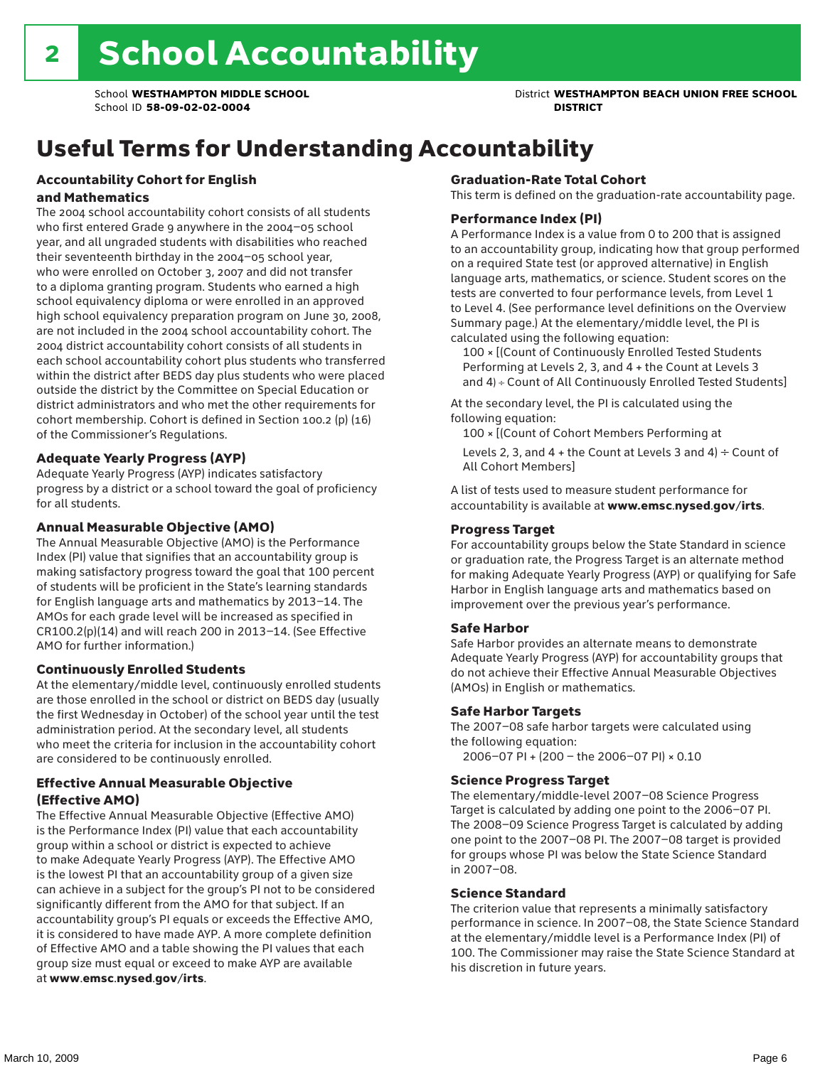# 2 School Accountability

School **WESTHAMPTON MIDDLE SCHOOL**
School ID **58-09-02-02-0004**

District **WESTHAMPTON BEACH UNION FREE SCHOOL DISTRICT**

## Useful Terms for Understanding Accountability

### Accountability Cohort for English and Mathematics

The 2004 school accountability cohort consists of all students who first entered Grade 9 anywhere in the 2004–05 school year, and all ungraded students with disabilities who reached their seventeenth birthday in the 2004–05 school year, who were enrolled on October 3, 2007 and did not transfer to a diploma granting program. Students who earned a high school equivalency diploma or were enrolled in an approved high school equivalency preparation program on June 30, 2008, are not included in the 2004 school accountability cohort. The 2004 district accountability cohort consists of all students in each school accountability cohort plus students who transferred within the district after BEDS day plus students who were placed outside the district by the Committee on Special Education or district administrators and who met the other requirements for cohort membership. Cohort is defined in Section 100.2 (p) (16) of the Commissioner's Regulations.

### Adequate Yearly Progress (AYP)

Adequate Yearly Progress (AYP) indicates satisfactory progress by a district or a school toward the goal of proficiency for all students.

### Annual Measurable Objective (AMO)

The Annual Measurable Objective (AMO) is the Performance Index (PI) value that signifies that an accountability group is making satisfactory progress toward the goal that 100 percent of students will be proficient in the State's learning standards for English language arts and mathematics by 2013–14. The AMOs for each grade level will be increased as specified in CR100.2(p)(14) and will reach 200 in 2013–14. (See Effective AMO for further information.)

### Continuously Enrolled Students

At the elementary/middle level, continuously enrolled students are those enrolled in the school or district on BEDS day (usually the first Wednesday in October) of the school year until the test administration period. At the secondary level, all students who meet the criteria for inclusion in the accountability cohort are considered to be continuously enrolled.

### Effective Annual Measurable Objective (Effective AMO)

The Effective Annual Measurable Objective (Effective AMO) is the Performance Index (PI) value that each accountability group within a school or district is expected to achieve to make Adequate Yearly Progress (AYP). The Effective AMO is the lowest PI that an accountability group of a given size can achieve in a subject for the group's PI not to be considered significantly different from the AMO for that subject. If an accountability group's PI equals or exceeds the Effective AMO, it is considered to have made AYP. A more complete definition of Effective AMO and a table showing the PI values that each group size must equal or exceed to make AYP are available at **www.emsc.nysed.gov/irts**.

### Graduation-Rate Total Cohort

This term is defined on the graduation-rate accountability page.

### Performance Index (PI)

A Performance Index is a value from 0 to 200 that is assigned to an accountability group, indicating how that group performed on a required State test (or approved alternative) in English language arts, mathematics, or science. Student scores on the tests are converted to four performance levels, from Level 1 to Level 4. (See performance level definitions on the Overview Summary page.) At the elementary/middle level, the PI is calculated using the following equation:

100 × [(Count of Continuously Enrolled Tested Students Performing at Levels 2, 3, and 4 + the Count at Levels 3 and 4) ÷ Count of All Continuously Enrolled Tested Students]

At the secondary level, the PI is calculated using the following equation:

100 × [(Count of Cohort Members Performing at Levels 2, 3, and 4 + the Count at Levels 3 and 4) ÷ Count of All Cohort Members]

A list of tests used to measure student performance for accountability is available at **www.emsc.nysed.gov/irts**.

### Progress Target

For accountability groups below the State Standard in science or graduation rate, the Progress Target is an alternate method for making Adequate Yearly Progress (AYP) or qualifying for Safe Harbor in English language arts and mathematics based on improvement over the previous year's performance.

### Safe Harbor

Safe Harbor provides an alternate means to demonstrate Adequate Yearly Progress (AYP) for accountability groups that do not achieve their Effective Annual Measurable Objectives (AMOs) in English or mathematics.

### Safe Harbor Targets

The 2007–08 safe harbor targets were calculated using the following equation:

2006–07 PI + (200 – the 2006–07 PI) × 0.10

### Science Progress Target

The elementary/middle-level 2007–08 Science Progress Target is calculated by adding one point to the 2006–07 PI. The 2008–09 Science Progress Target is calculated by adding one point to the 2007–08 PI. The 2007–08 target is provided for groups whose PI was below the State Science Standard in 2007–08.

### Science Standard

The criterion value that represents a minimally satisfactory performance in science. In 2007–08, the State Science Standard at the elementary/middle level is a Performance Index (PI) of 100. The Commissioner may raise the State Science Standard at his discretion in future years.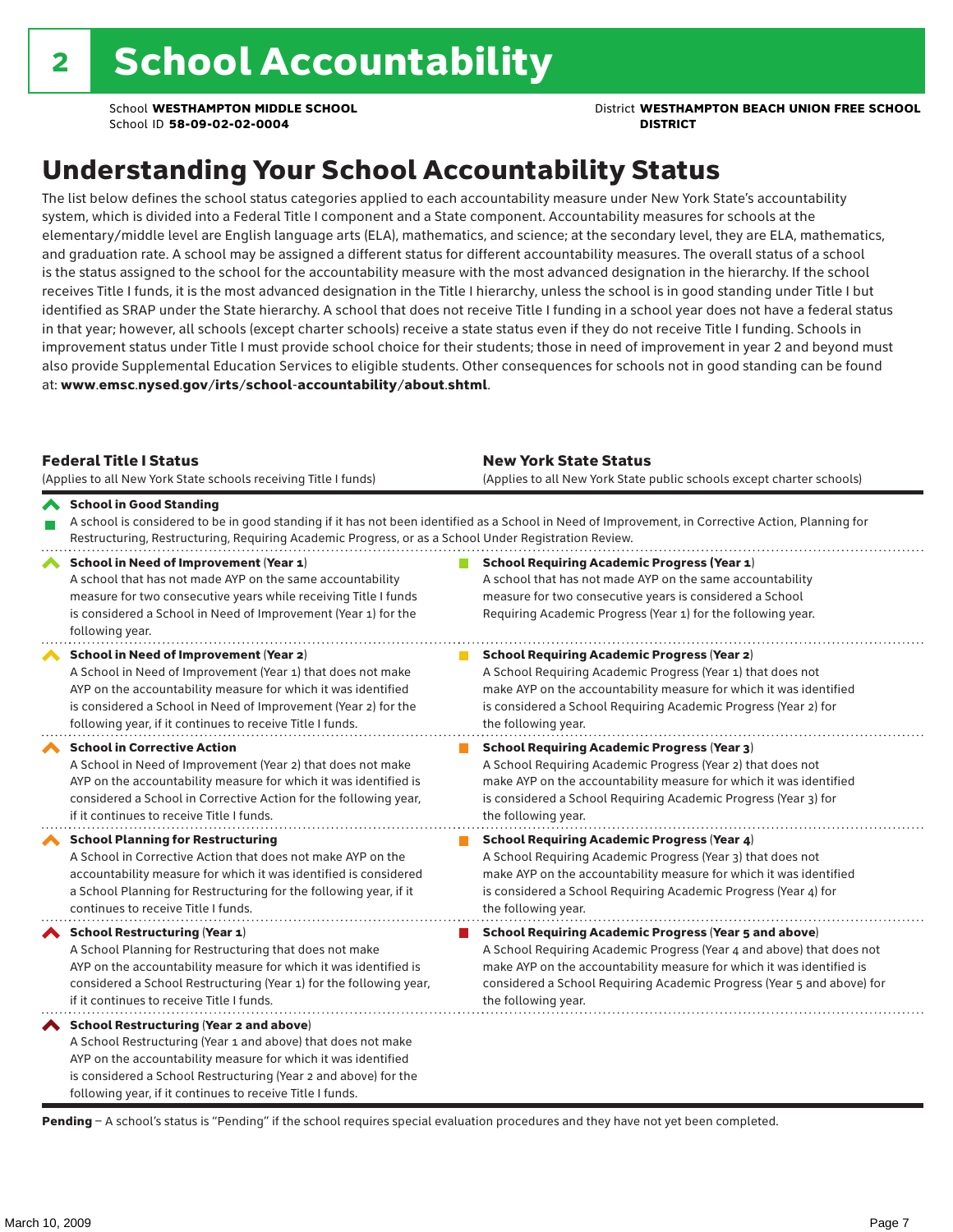# 2 School Accountability

School **WESTHAMPTON MIDDLE SCHOOL**
School ID **58-09-02-02-0004**

District **WESTHAMPTON BEACH UNION FREE SCHOOL DISTRICT**

## Understanding Your School Accountability Status

The list below defines the school status categories applied to each accountability measure under New York State's accountability system, which is divided into a Federal Title I component and a State component. Accountability measures for schools at the elementary/middle level are English language arts (ELA), mathematics, and science; at the secondary level, they are ELA, mathematics, and graduation rate. A school may be assigned a different status for different accountability measures. The overall status of a school is the status assigned to the school for the accountability measure with the most advanced designation in the hierarchy. If the school receives Title I funds, it is the most advanced designation in the Title I hierarchy, unless the school is in good standing under Title I but identified as SRAP under the State hierarchy. A school that does not receive Title I funding in a school year does not have a federal status in that year; however, all schools (except charter schools) receive a state status even if they do not receive Title I funding. Schools in improvement status under Title I must provide school choice for their students; those in need of improvement in year 2 and beyond must also provide Supplemental Education Services to eligible students. Other consequences for schools not in good standing can be found at: **www.emsc.nysed.gov/irts/school-accountability/about.shtml**.

| **Federal Title I Status** (Applies to all New York State schools receiving Title I funds) | **New York State Status** (Applies to all New York State public schools except charter schools) |
|---|---|
| **School in Good Standing** A school is considered to be in good standing if it has not been identified as a School in Need of Improvement, in Corrective Action, Planning for Restructuring, Restructuring, Requiring Academic Progress, or as a School Under Registration Review. | |
| **School in Need of Improvement (Year 1)** A school that has not made AYP on the same accountability measure for two consecutive years while receiving Title I funds is considered a School in Need of Improvement (Year 1) for the following year. | **School Requiring Academic Progress (Year 1)** A school that has not made AYP on the same accountability measure for two consecutive years is considered a School Requiring Academic Progress (Year 1) for the following year. |
| **School in Need of Improvement (Year 2)** A School in Need of Improvement (Year 1) that does not make AYP on the accountability measure for which it was identified is considered a School in Need of Improvement (Year 2) for the following year, if it continues to receive Title I funds. | **School Requiring Academic Progress (Year 2)** A School Requiring Academic Progress (Year 1) that does not make AYP on the accountability measure for which it was identified is considered a School Requiring Academic Progress (Year 2) for the following year. |
| **School in Corrective Action** A School in Need of Improvement (Year 2) that does not make AYP on the accountability measure for which it was identified is considered a School in Corrective Action for the following year, if it continues to receive Title I funds. | **School Requiring Academic Progress (Year 3)** A School Requiring Academic Progress (Year 2) that does not make AYP on the accountability measure for which it was identified is considered a School Requiring Academic Progress (Year 3) for the following year. |
| **School Planning for Restructuring** A School in Corrective Action that does not make AYP on the accountability measure for which it was identified is considered a School Planning for Restructuring for the following year, if it continues to receive Title I funds. | **School Requiring Academic Progress (Year 4)** A School Requiring Academic Progress (Year 3) that does not make AYP on the accountability measure for which it was identified is considered a School Requiring Academic Progress (Year 4) for the following year. |
| **School Restructuring (Year 1)** A School Planning for Restructuring that does not make AYP on the accountability measure for which it was identified is considered a School Restructuring (Year 1) for the following year, if it continues to receive Title I funds. | **School Requiring Academic Progress (Year 5 and above)** A School Requiring Academic Progress (Year 4 and above) that does not make AYP on the accountability measure for which it was identified is considered a School Requiring Academic Progress (Year 5 and above) for the following year. |
| **School Restructuring (Year 2 and above)** A School Restructuring (Year 1 and above) that does not make AYP on the accountability measure for which it was identified is considered a School Restructuring (Year 2 and above) for the following year, if it continues to receive Title I funds. | |

**Pending** – A school's status is "Pending" if the school requires special evaluation procedures and they have not yet been completed.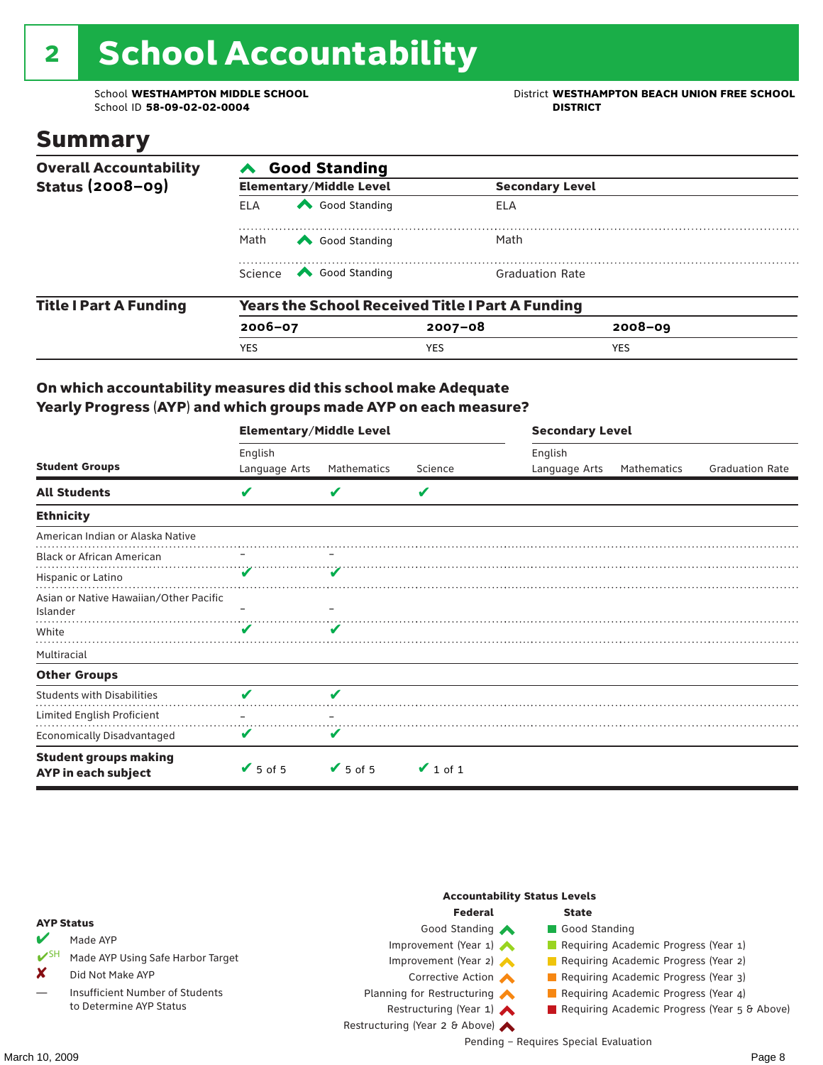# 2 School Accountability

School **WESTHAMPTON MIDDLE SCHOOL**
School ID **58-09-02-02-0004**

District **WESTHAMPTON BEACH UNION FREE SCHOOL DISTRICT**

## Summary

| Overall Accountability Status (2008–09) | Good Standing | | | |
|---|---|---|---|---|
| | **Elementary/Middle Level** | | **Secondary Level** | |
| | ELA | Good Standing | ELA | |
| | Math | Good Standing | Math | |
| | Science | Good Standing | Graduation Rate | |

| Title I Part A Funding | Years the School Received Title I Part A Funding | | |
|---|---|---|---|
| | **2006–07** | **2007–08** | **2008–09** |
| | YES | YES | YES |

### On which accountability measures did this school make Adequate Yearly Progress (AYP) and which groups made AYP on each measure?

| Student Groups | Elementary/Middle Level: English Language Arts | Elementary/Middle Level: Mathematics | Elementary/Middle Level: Science | Secondary Level: English Language Arts | Secondary Level: Mathematics | Secondary Level: Graduation Rate |
|---|---|---|---|---|---|---|
| **All Students** | ✔ | ✔ | ✔ | | | |
| **Ethnicity** | | | | | | |
| American Indian or Alaska Native | | | | | | |
| Black or African American | – | – | | | | |
| Hispanic or Latino | ✔ | ✔ | | | | |
| Asian or Native Hawaiian/Other Pacific Islander | – | – | | | | |
| White | ✔ | ✔ | | | | |
| Multiracial | | | | | | |
| **Other Groups** | | | | | | |
| Students with Disabilities | ✔ | ✔ | | | | |
| Limited English Proficient | – | – | | | | |
| Economically Disadvantaged | ✔ | ✔ | | | | |
| **Student groups making AYP in each subject** | ✔ 5 of 5 | ✔ 5 of 5 | ✔ 1 of 1 | | | |

**AYP Status**

- ✔ Made AYP
- ✔SH Made AYP Using Safe Harbor Target
- ✘ Did Not Make AYP
- — Insufficient Number of Students to Determine AYP Status

**Accountability Status Levels**

| Federal | State |
|---|---|
| Good Standing | Good Standing |
| Improvement (Year 1) | Requiring Academic Progress (Year 1) |
| Improvement (Year 2) | Requiring Academic Progress (Year 2) |
| Corrective Action | Requiring Academic Progress (Year 3) |
| Planning for Restructuring | Requiring Academic Progress (Year 4) |
| Restructuring (Year 1) | Requiring Academic Progress (Year 5 & Above) |
| Restructuring (Year 2 & Above) | |

Pending – Requires Special Evaluation

March 10, 2009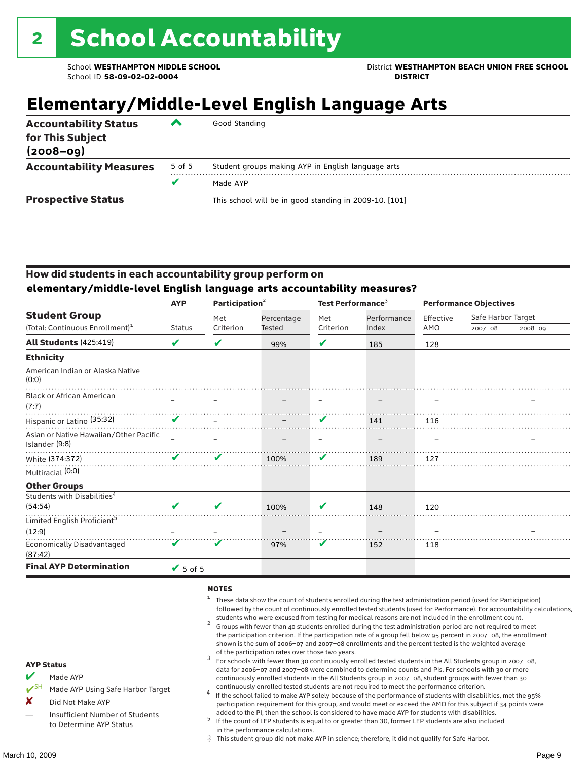# 2 School Accountability

School **WESTHAMPTON MIDDLE SCHOOL**
School ID **58-09-02-02-0004**

District **WESTHAMPTON BEACH UNION FREE SCHOOL DISTRICT**

## Elementary/Middle-Level English Language Arts

| | | |
|---|---|---|
| **Accountability Status for This Subject (2008–09)** | ^ | Good Standing |
| **Accountability Measures** | 5 of 5 | Student groups making AYP in English language arts |
| | ✔ | Made AYP |
| **Prospective Status** | | This school will be in good standing in 2009-10. [101] |

### How did students in each accountability group perform on elementary/middle-level English language arts accountability measures?

| Student Group (Total: Continuous Enrollment)[1] | AYP Status | Participation[2] Met Criterion | Participation[2] Percentage Tested | Test Performance[3] Met Criterion | Test Performance[3] Performance Index | Performance Objectives Effective AMO | Safe Harbor Target 2007–08 | Safe Harbor Target 2008–09 |
|---|---|---|---|---|---|---|---|---|
| **All Students** (425:419) | ✔ | ✔ | 99% | ✔ | 185 | 128 | | |
| **Ethnicity** | | | | | | | | |
| American Indian or Alaska Native (0:0) | | | | | | | | |
| Black or African American (7:7) | – | – | – | – | – | – | | – |
| Hispanic or Latino (35:32) | ✔ | – | – | ✔ | 141 | 116 | | |
| Asian or Native Hawaiian/Other Pacific Islander (9:8) | – | – | – | – | – | – | | – |
| White (374:372) | ✔ | ✔ | 100% | ✔ | 189 | 127 | | |
| Multiracial (0:0) | | | | | | | | |
| **Other Groups** | | | | | | | | |
| Students with Disabilities[4] (54:54) | ✔ | ✔ | 100% | ✔ | 148 | 120 | | |
| Limited English Proficient[5] (12:9) | – | – | – | – | – | – | | – |
| Economically Disadvantaged (87:42) | ✔ | ✔ | 97% | ✔ | 152 | 118 | | |
| **Final AYP Determination** | ✔ 5 of 5 | | | | | | | |

**AYP Status**

- ✔ Made AYP
- ✔SH Made AYP Using Safe Harbor Target
- ✘ Did Not Make AYP
- — Insufficient Number of Students to Determine AYP Status

**NOTES**

1. These data show the count of students enrolled during the test administration period (used for Participation) followed by the count of continuously enrolled tested students (used for Performance). For accountability calculations, students who were excused from testing for medical reasons are not included in the enrollment count.
2. Groups with fewer than 40 students enrolled during the test administration period are not required to meet the participation criterion. If the participation rate of a group fell below 95 percent in 2007–08, the enrollment shown is the sum of 2006–07 and 2007–08 enrollments and the percent tested is the weighted average of the participation rates over those two years.
3. For schools with fewer than 30 continuously enrolled tested students in the All Students group in 2007–08, data for 2006–07 and 2007–08 were combined to determine counts and PIs. For schools with 30 or more continuously enrolled students in the All Students group in 2007–08, student groups with fewer than 30 continuously enrolled tested students are not required to meet the performance criterion.
4. If the school failed to make AYP solely because of the performance of students with disabilities, met the 95% participation requirement for this group, and would meet or exceed the AMO for this subject if 34 points were added to the PI, then the school is considered to have made AYP for students with disabilities.
5. If the count of LEP students is equal to or greater than 30, former LEP students are also included in the performance calculations.

‡ This student group did not make AYP in science; therefore, it did not qualify for Safe Harbor.

March 10, 2009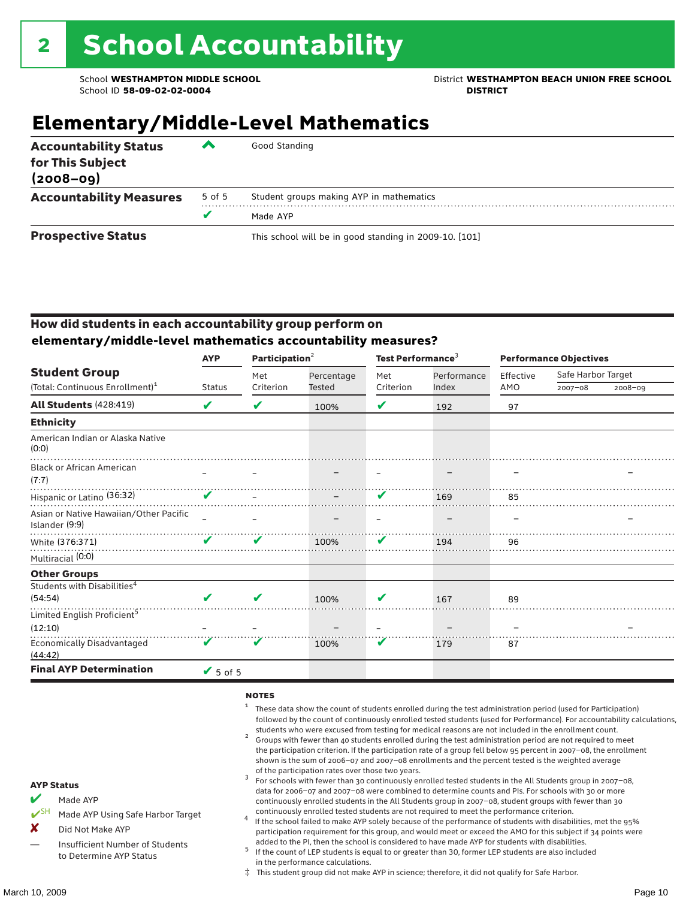# 2 School Accountability

School **WESTHAMPTON MIDDLE SCHOOL**
School ID **58-09-02-02-0004**

District **WESTHAMPTON BEACH UNION FREE SCHOOL DISTRICT**

## Elementary/Middle-Level Mathematics

| | | |
|---|---|---|
| **Accountability Status for This Subject (2008–09)** | ^ | Good Standing |
| **Accountability Measures** | 5 of 5 | Student groups making AYP in mathematics |
| | ✔ | Made AYP |
| **Prospective Status** | | This school will be in good standing in 2009-10. [101] |

### How did students in each accountability group perform on elementary/middle-level mathematics accountability measures?

| Student Group (Total: Continuous Enrollment)[1] | AYP | Participation[2] | | Test Performance[3] | | Performance Objectives | | |
|---|---|---|---|---|---|---|---|---|
| | Status | Met Criterion | Percentage Tested | Met Criterion | Performance Index | Effective AMO | Safe Harbor Target 2007–08 | 2008–09 |
| **All Students** (428:419) | ✔ | ✔ | 100% | ✔ | 192 | 97 | | |
| **Ethnicity** | | | | | | | | |
| American Indian or Alaska Native (0:0) | | | | | | | | |
| Black or African American (7:7) | – | – | – | – | – | – | | – |
| Hispanic or Latino (36:32) | ✔ | – | – | ✔ | 169 | 85 | | |
| Asian or Native Hawaiian/Other Pacific Islander (9:9) | – | – | – | – | – | – | | – |
| White (376:371) | ✔ | ✔ | 100% | ✔ | 194 | 96 | | |
| Multiracial (0:0) | | | | | | | | |
| **Other Groups** | | | | | | | | |
| Students with Disabilities[4] (54:54) | ✔ | ✔ | 100% | ✔ | 167 | 89 | | |
| Limited English Proficient[5] (12:10) | – | – | – | – | – | – | | – |
| Economically Disadvantaged (44:42) | ✔ | ✔ | 100% | ✔ | 179 | 87 | | |
| **Final AYP Determination** | ✔ 5 of 5 | | | | | | | |

**AYP Status**

- ✔ Made AYP
- ✔SH Made AYP Using Safe Harbor Target
- ✘ Did Not Make AYP
- — Insufficient Number of Students to Determine AYP Status

**NOTES**

1. These data show the count of students enrolled during the test administration period (used for Participation) followed by the count of continuously enrolled tested students (used for Performance). For accountability calculations, students who were excused from testing for medical reasons are not included in the enrollment count.
2. Groups with fewer than 40 students enrolled during the test administration period are not required to meet the participation criterion. If the participation rate of a group fell below 95 percent in 2007–08, the enrollment shown is the sum of 2006–07 and 2007–08 enrollments and the percent tested is the weighted average of the participation rates over those two years.
3. For schools with fewer than 30 continuously enrolled tested students in the All Students group in 2007–08, data for 2006–07 and 2007–08 were combined to determine counts and PIs. For schools with 30 or more continuously enrolled students in the All Students group in 2007–08, student groups with fewer than 30 continuously enrolled tested students are not required to meet the performance criterion.
4. If the school failed to make AYP solely because of the performance of students with disabilities, met the 95% participation requirement for this group, and would meet or exceed the AMO for this subject if 34 points were added to the PI, then the school is considered to have made AYP for students with disabilities.
5. If the count of LEP students is equal to or greater than 30, former LEP students are also included in the performance calculations.

‡ This student group did not make AYP in science; therefore, it did not qualify for Safe Harbor.

March 10, 2009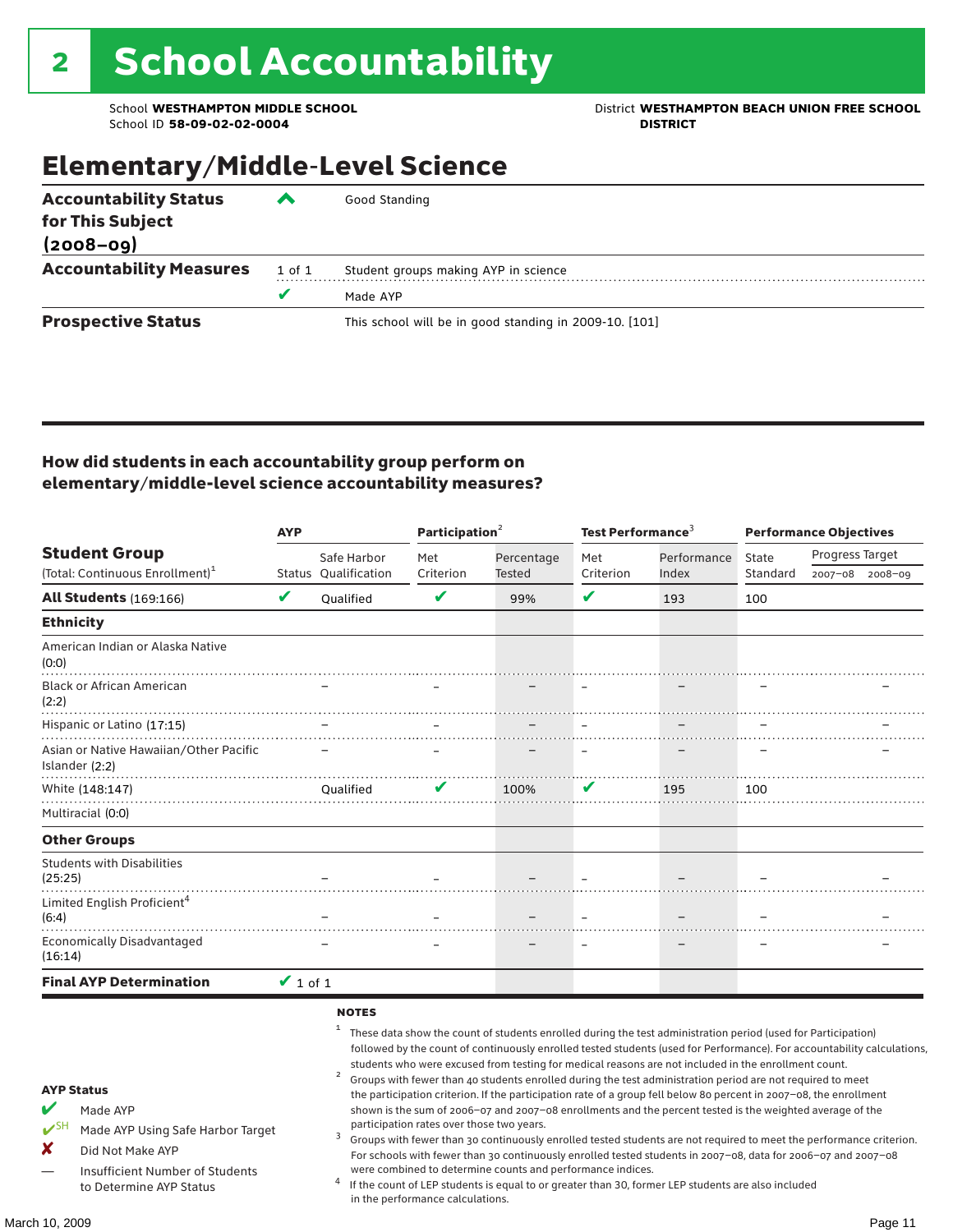# 2 School Accountability

School **WESTHAMPTON MIDDLE SCHOOL**
School ID **58-09-02-02-0004**

District **WESTHAMPTON BEACH UNION FREE SCHOOL DISTRICT**

## Elementary/Middle-Level Science

| | | |
|---|---|---|
| **Accountability Status for This Subject (2008–09)** | ^ | Good Standing |
| **Accountability Measures** | 1 of 1 | Student groups making AYP in science |
| | ✔ | Made AYP |
| **Prospective Status** | | This school will be in good standing in 2009-10. [101] |

### How did students in each accountability group perform on elementary/middle-level science accountability measures?

| Student Group (Total: Continuous Enrollment)[1] | AYP Status | AYP Safe Harbor Qualification | Participation[2] Met Criterion | Participation[2] Percentage Tested | Test Performance[3] Met Criterion | Test Performance[3] Performance Index | Performance Objectives State Standard | Progress Target 2007–08 | Progress Target 2008–09 |
|---|---|---|---|---|---|---|---|---|---|
| **All Students** (169:166) | ✔ | Qualified | ✔ | 99% | ✔ | 193 | 100 | | |
| **Ethnicity** | | | | | | | | | |
| American Indian or Alaska Native (0:0) | | | | | | | | | |
| Black or African American (2:2) | | – | – | – | – | – | – | | – |
| Hispanic or Latino (17:15) | | – | – | – | – | – | – | | – |
| Asian or Native Hawaiian/Other Pacific Islander (2:2) | | – | – | – | – | – | – | | – |
| White (148:147) | | Qualified | ✔ | 100% | ✔ | 195 | 100 | | |
| Multiracial (0:0) | | | | | | | | | |
| **Other Groups** | | | | | | | | | |
| Students with Disabilities (25:25) | | – | – | – | – | – | – | | – |
| Limited English Proficient[4] (6:4) | | – | – | – | – | – | – | | – |
| Economically Disadvantaged (16:14) | | – | – | – | – | – | – | | – |
| **Final AYP Determination** | ✔ 1 of 1 | | | | | | | | |

**NOTES**

1. These data show the count of students enrolled during the test administration period (used for Participation) followed by the count of continuously enrolled tested students (used for Performance). For accountability calculations, students who were excused from testing for medical reasons are not included in the enrollment count.
2. Groups with fewer than 40 students enrolled during the test administration period are not required to meet the participation criterion. If the participation rate of a group fell below 80 percent in 2007–08, the enrollment shown is the sum of 2006–07 and 2007–08 enrollments and the percent tested is the weighted average of the participation rates over those two years.
3. Groups with fewer than 30 continuously enrolled tested students are not required to meet the performance criterion. For schools with fewer than 30 continuously enrolled tested students in 2007–08, data for 2006–07 and 2007–08 were combined to determine counts and performance indices.
4. If the count of LEP students is equal to or greater than 30, former LEP students are also included in the performance calculations.

**AYP Status**

- ✔ Made AYP
- ✔SH Made AYP Using Safe Harbor Target
- ✘ Did Not Make AYP
- — Insufficient Number of Students to Determine AYP Status

March 10, 2009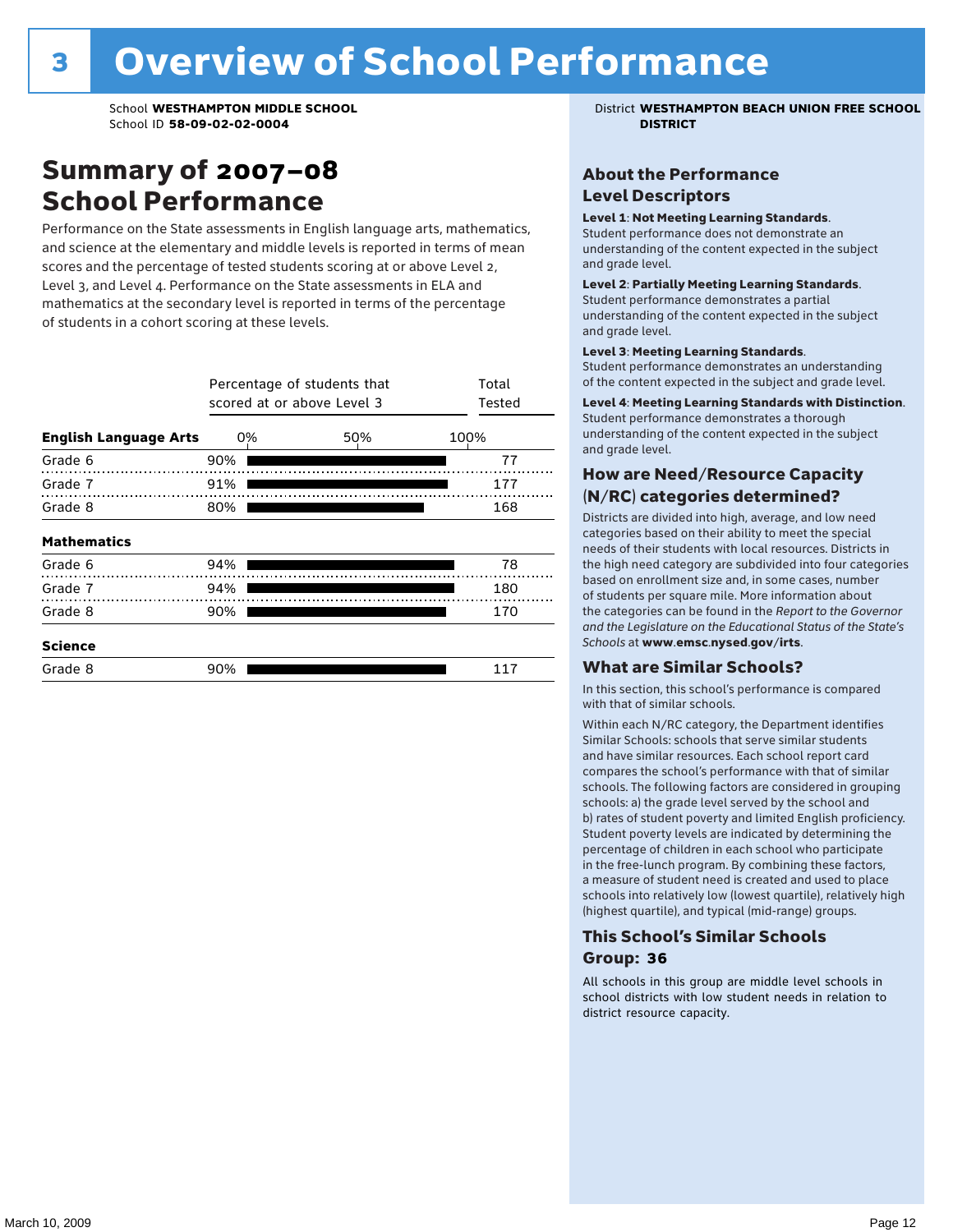# 3 Overview of School Performance

School **WESTHAMPTON MIDDLE SCHOOL**
School ID **58-09-02-02-0004**

District **WESTHAMPTON BEACH UNION FREE SCHOOL DISTRICT**

## Summary of 2007–08 School Performance

Performance on the State assessments in English language arts, mathematics, and science at the elementary and middle levels is reported in terms of mean scores and the percentage of tested students scoring at or above Level 2, Level 3, and Level 4. Performance on the State assessments in ELA and mathematics at the secondary level is reported in terms of the percentage of students in a cohort scoring at these levels.

| | Percentage of students that scored at or above Level 3 | Total Tested |
|---|---|---|
| **English Language Arts** | | |
| Grade 6 | 90% | 77 |
| Grade 7 | 91% | 177 |
| Grade 8 | 80% | 168 |
| **Mathematics** | | |
| Grade 6 | 94% | 78 |
| Grade 7 | 94% | 180 |
| Grade 8 | 90% | 170 |
| **Science** | | |
| Grade 8 | 90% | 117 |

### About the Performance Level Descriptors

**Level 1**: **Not Meeting Learning Standards**. Student performance does not demonstrate an understanding of the content expected in the subject and grade level.

**Level 2**: **Partially Meeting Learning Standards**. Student performance demonstrates a partial understanding of the content expected in the subject and grade level.

**Level 3**: **Meeting Learning Standards**. Student performance demonstrates an understanding of the content expected in the subject and grade level.

**Level 4**: **Meeting Learning Standards with Distinction**. Student performance demonstrates a thorough understanding of the content expected in the subject and grade level.

### How are Need/Resource Capacity (N/RC) categories determined?

Districts are divided into high, average, and low need categories based on their ability to meet the special needs of their students with local resources. Districts in the high need category are subdivided into four categories based on enrollment size and, in some cases, number of students per square mile. More information about the categories can be found in the *Report to the Governor and the Legislature on the Educational Status of the State's Schools* at **www.emsc.nysed.gov/irts**.

### What are Similar Schools?

In this section, this school's performance is compared with that of similar schools.

Within each N/RC category, the Department identifies Similar Schools: schools that serve similar students and have similar resources. Each school report card compares the school's performance with that of similar schools. The following factors are considered in grouping schools: a) the grade level served by the school and b) rates of student poverty and limited English proficiency. Student poverty levels are indicated by determining the percentage of children in each school who participate in the free-lunch program. By combining these factors, a measure of student need is created and used to place schools into relatively low (lowest quartile), relatively high (highest quartile), and typical (mid-range) groups.

### This School's Similar Schools Group: 36

All schools in this group are middle level schools in school districts with low student needs in relation to district resource capacity.

March 10, 2009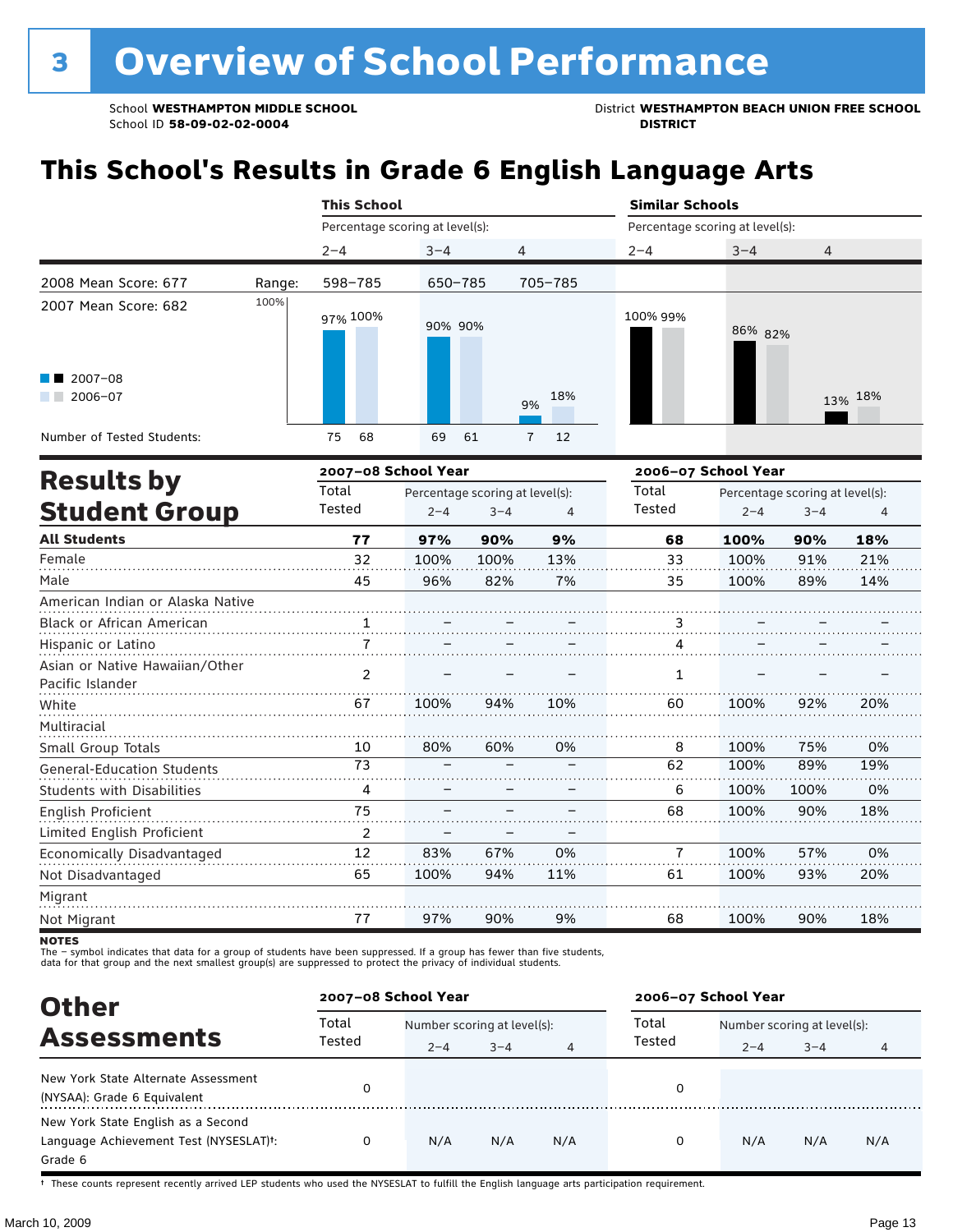# 3 Overview of School Performance

School **WESTHAMPTON MIDDLE SCHOOL**
School ID **58-09-02-02-0004**

District **WESTHAMPTON BEACH UNION FREE SCHOOL DISTRICT**

## This School's Results in Grade 6 English Language Arts

| | This School | | | Similar Schools | | |
|---|---|---|---|---|---|---|
| | Percentage scoring at level(s): | | | Percentage scoring at level(s): | | |
| | 2–4 | 3–4 | 4 | 2–4 | 3–4 | 4 |
| 2008 Mean Score: 677 — Range: | 598–785 | 650–785 | 705–785 | | | |
| 2007–08 | 97% | 90% | 9% | 100% | 86% | 13% |
| 2006–07 | 100% | 90% | 18% | 99% | 82% | 18% |
| Number of Tested Students (2007–08) | 75 | 69 | 7 | | | |
| Number of Tested Students (2006–07) | 68 | 61 | 12 | | | |

2007 Mean Score: 682

## Results by Student Group

| | 2007–08 School Year | | | | 2006–07 School Year | | | |
|---|---|---|---|---|---|---|---|---|
| | Total Tested | Percentage scoring at level(s): 2–4 | 3–4 | 4 | Total Tested | Percentage scoring at level(s): 2–4 | 3–4 | 4 |
| **All Students** | **77** | **97%** | **90%** | **9%** | **68** | **100%** | **90%** | **18%** |
| Female | 32 | 100% | 100% | 13% | 33 | 100% | 91% | 21% |
| Male | 45 | 96% | 82% | 7% | 35 | 100% | 89% | 14% |
| American Indian or Alaska Native | | | | | | | | |
| Black or African American | 1 | – | – | – | 3 | – | – | – |
| Hispanic or Latino | 7 | – | – | – | 4 | – | – | – |
| Asian or Native Hawaiian/Other Pacific Islander | 2 | – | – | – | 1 | – | – | – |
| White | 67 | 100% | 94% | 10% | 60 | 100% | 92% | 20% |
| Multiracial | | | | | | | | |
| Small Group Totals | 10 | 80% | 60% | 0% | 8 | 100% | 75% | 0% |
| General-Education Students | 73 | – | – | – | 62 | 100% | 89% | 19% |
| Students with Disabilities | 4 | – | – | – | 6 | 100% | 100% | 0% |
| English Proficient | 75 | – | – | – | 68 | 100% | 90% | 18% |
| Limited English Proficient | 2 | – | – | – | | | | |
| Economically Disadvantaged | 12 | 83% | 67% | 0% | 7 | 100% | 57% | 0% |
| Not Disadvantaged | 65 | 100% | 94% | 11% | 61 | 100% | 93% | 20% |
| Migrant | | | | | | | | |
| Not Migrant | 77 | 97% | 90% | 9% | 68 | 100% | 90% | 18% |

**NOTES**
The – symbol indicates that data for a group of students have been suppressed. If a group has fewer than five students, data for that group and the next smallest group(s) are suppressed to protect the privacy of individual students.

## Other Assessments

| | 2007–08 School Year | | | | 2006–07 School Year | | | |
|---|---|---|---|---|---|---|---|---|
| | Total Tested | Number scoring at level(s): 2–4 | 3–4 | 4 | Total Tested | Number scoring at level(s): 2–4 | 3–4 | 4 |
| New York State Alternate Assessment (NYSAA): Grade 6 Equivalent | 0 | | | | 0 | | | |
| New York State English as a Second Language Achievement Test (NYSESLAT)†: Grade 6 | 0 | N/A | N/A | N/A | 0 | N/A | N/A | N/A |

† These counts represent recently arrived LEP students who used the NYSESLAT to fulfill the English language arts participation requirement.

March 10, 2009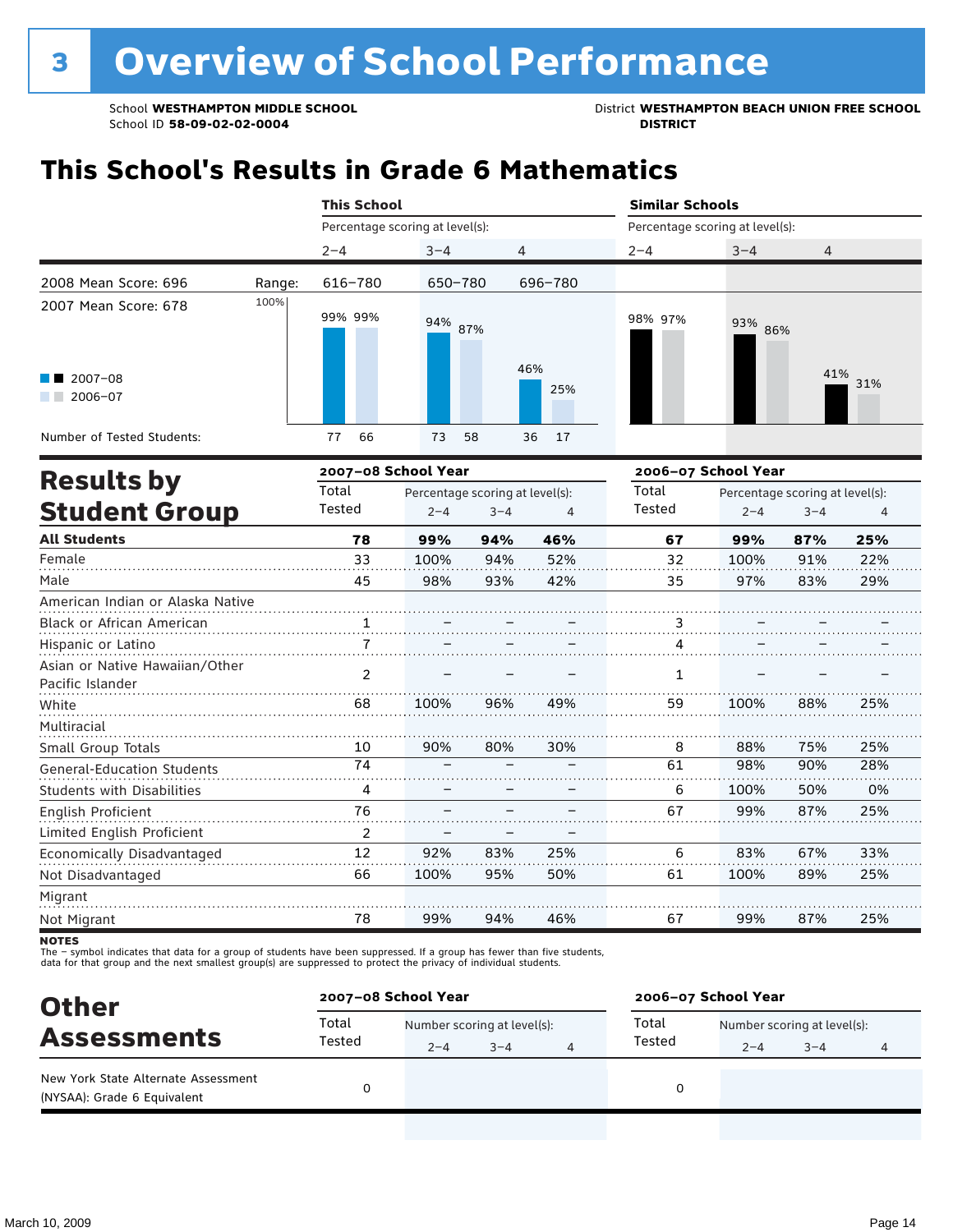# 3 Overview of School Performance

School **WESTHAMPTON MIDDLE SCHOOL**
School ID **58-09-02-02-0004**

District **WESTHAMPTON BEACH UNION FREE SCHOOL DISTRICT**

## This School's Results in Grade 6 Mathematics

| | | This School | | | Similar Schools | | |
|---|---|---|---|---|---|---|---|
| | | Percentage scoring at level(s): | | | Percentage scoring at level(s): | | |
| | | 2–4 | 3–4 | 4 | 2–4 | 3–4 | 4 |
| 2008 Mean Score: 696 | Range: | 616–780 | 650–780 | 696–780 | | | |
| 2007 Mean Score: 678 | 2007–08 | 99% | 94% | 46% | 98% | 93% | 41% |
| | 2006–07 | 99% | 87% | 25% | 97% | 86% | 31% |
| Number of Tested Students: | 2007–08 | 77 | 73 | 36 | | | |
| | 2006–07 | 66 | 58 | 17 | | | |

## Results by Student Group

| | 2007–08 School Year | | | | 2006–07 School Year | | | |
|---|---|---|---|---|---|---|---|---|
| | Total Tested | Percentage scoring at level(s): 2–4 | 3–4 | 4 | Total Tested | Percentage scoring at level(s): 2–4 | 3–4 | 4 |
| **All Students** | **78** | **99%** | **94%** | **46%** | **67** | **99%** | **87%** | **25%** |
| Female | 33 | 100% | 94% | 52% | 32 | 100% | 91% | 22% |
| Male | 45 | 98% | 93% | 42% | 35 | 97% | 83% | 29% |
| American Indian or Alaska Native | | | | | | | | |
| Black or African American | 1 | – | – | – | 3 | – | – | – |
| Hispanic or Latino | 7 | – | – | – | 4 | – | – | – |
| Asian or Native Hawaiian/Other Pacific Islander | 2 | – | – | – | 1 | – | – | – |
| White | 68 | 100% | 96% | 49% | 59 | 100% | 88% | 25% |
| Multiracial | | | | | | | | |
| Small Group Totals | 10 | 90% | 80% | 30% | 8 | 88% | 75% | 25% |
| General-Education Students | 74 | – | – | – | 61 | 98% | 90% | 28% |
| Students with Disabilities | 4 | – | – | – | 6 | 100% | 50% | 0% |
| English Proficient | 76 | – | – | – | 67 | 99% | 87% | 25% |
| Limited English Proficient | 2 | – | – | – | | | | |
| Economically Disadvantaged | 12 | 92% | 83% | 25% | 6 | 83% | 67% | 33% |
| Not Disadvantaged | 66 | 100% | 95% | 50% | 61 | 100% | 89% | 25% |
| Migrant | | | | | | | | |
| Not Migrant | 78 | 99% | 94% | 46% | 67 | 99% | 87% | 25% |

**NOTES**
The – symbol indicates that data for a group of students have been suppressed. If a group has fewer than five students, data for that group and the next smallest group(s) are suppressed to protect the privacy of individual students.

## Other Assessments

| | 2007–08 School Year | | | | 2006–07 School Year | | | |
|---|---|---|---|---|---|---|---|---|
| | Total Tested | Number scoring at level(s): 2–4 | 3–4 | 4 | Total Tested | Number scoring at level(s): 2–4 | 3–4 | 4 |
| New York State Alternate Assessment (NYSAA): Grade 6 Equivalent | 0 | | | | 0 | | | |

March 10, 2009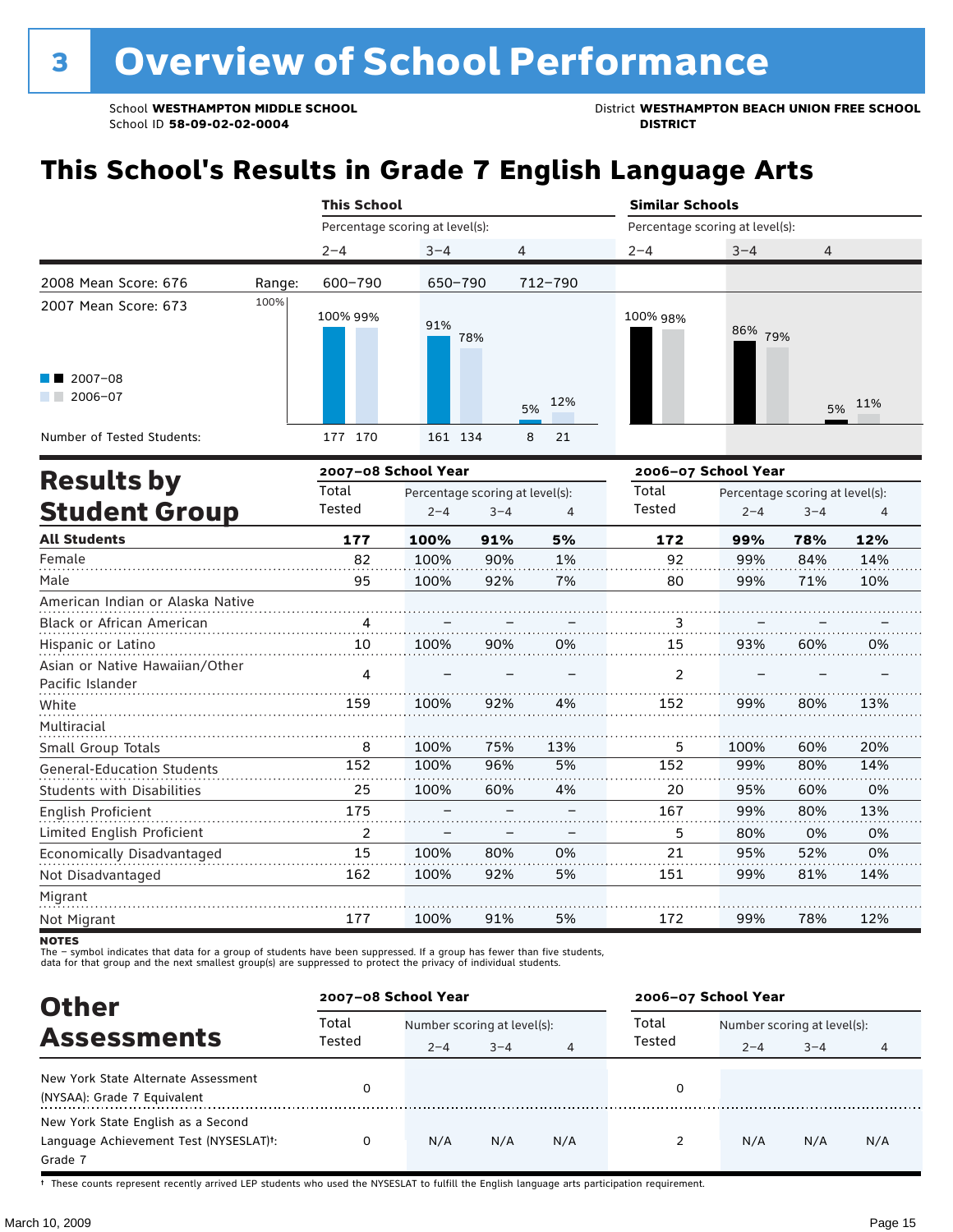# 3 Overview of School Performance

School **WESTHAMPTON MIDDLE SCHOOL**
School ID **58-09-02-02-0004**

District **WESTHAMPTON BEACH UNION FREE SCHOOL DISTRICT**

## This School's Results in Grade 7 English Language Arts

| | This School | | | Similar Schools | | |
|---|---|---|---|---|---|---|
| | Percentage scoring at level(s): | | | Percentage scoring at level(s): | | |
| | 2–4 | 3–4 | 4 | 2–4 | 3–4 | 4 |
| Range: | 600–790 | 650–790 | 712–790 | | | |
| 2007–08 | 100% | 91% | 5% | 100% | 86% | 5% |
| 2006–07 | 99% | 78% | 12% | 98% | 79% | 11% |
| Number of Tested Students: 2007–08 | 177 | 161 | 8 | | | |
| Number of Tested Students: 2006–07 | 170 | 134 | 21 | | | |

2008 Mean Score: 676

2007 Mean Score: 673

## Results by Student Group

| | 2007–08 School Year | | | | 2006–07 School Year | | | |
|---|---|---|---|---|---|---|---|---|
| | Total Tested | Percentage scoring at level(s): 2–4 | 3–4 | 4 | Total Tested | Percentage scoring at level(s): 2–4 | 3–4 | 4 |
| **All Students** | **177** | **100%** | **91%** | **5%** | **172** | **99%** | **78%** | **12%** |
| Female | 82 | 100% | 90% | 1% | 92 | 99% | 84% | 14% |
| Male | 95 | 100% | 92% | 7% | 80 | 99% | 71% | 10% |
| American Indian or Alaska Native | | | | | | | | |
| Black or African American | 4 | – | – | – | 3 | – | – | – |
| Hispanic or Latino | 10 | 100% | 90% | 0% | 15 | 93% | 60% | 0% |
| Asian or Native Hawaiian/Other Pacific Islander | 4 | – | – | – | 2 | – | – | – |
| White | 159 | 100% | 92% | 4% | 152 | 99% | 80% | 13% |
| Multiracial | | | | | | | | |
| Small Group Totals | 8 | 100% | 75% | 13% | 5 | 100% | 60% | 20% |
| General-Education Students | 152 | 100% | 96% | 5% | 152 | 99% | 80% | 14% |
| Students with Disabilities | 25 | 100% | 60% | 4% | 20 | 95% | 60% | 0% |
| English Proficient | 175 | – | – | – | 167 | 99% | 80% | 13% |
| Limited English Proficient | 2 | – | – | – | 5 | 80% | 0% | 0% |
| Economically Disadvantaged | 15 | 100% | 80% | 0% | 21 | 95% | 52% | 0% |
| Not Disadvantaged | 162 | 100% | 92% | 5% | 151 | 99% | 81% | 14% |
| Migrant | | | | | | | | |
| Not Migrant | 177 | 100% | 91% | 5% | 172 | 99% | 78% | 12% |

**NOTES**
The – symbol indicates that data for a group of students have been suppressed. If a group has fewer than five students, data for that group and the next smallest group(s) are suppressed to protect the privacy of individual students.

## Other Assessments

| | 2007–08 School Year | | | | 2006–07 School Year | | | |
|---|---|---|---|---|---|---|---|---|
| | Total Tested | Number scoring at level(s): 2–4 | 3–4 | 4 | Total Tested | Number scoring at level(s): 2–4 | 3–4 | 4 |
| New York State Alternate Assessment (NYSAA): Grade 7 Equivalent | 0 | | | | 0 | | | |
| New York State English as a Second Language Achievement Test (NYSESLAT)†: Grade 7 | 0 | N/A | N/A | N/A | 2 | N/A | N/A | N/A |

† These counts represent recently arrived LEP students who used the NYSESLAT to fulfill the English language arts participation requirement.

March 10, 2009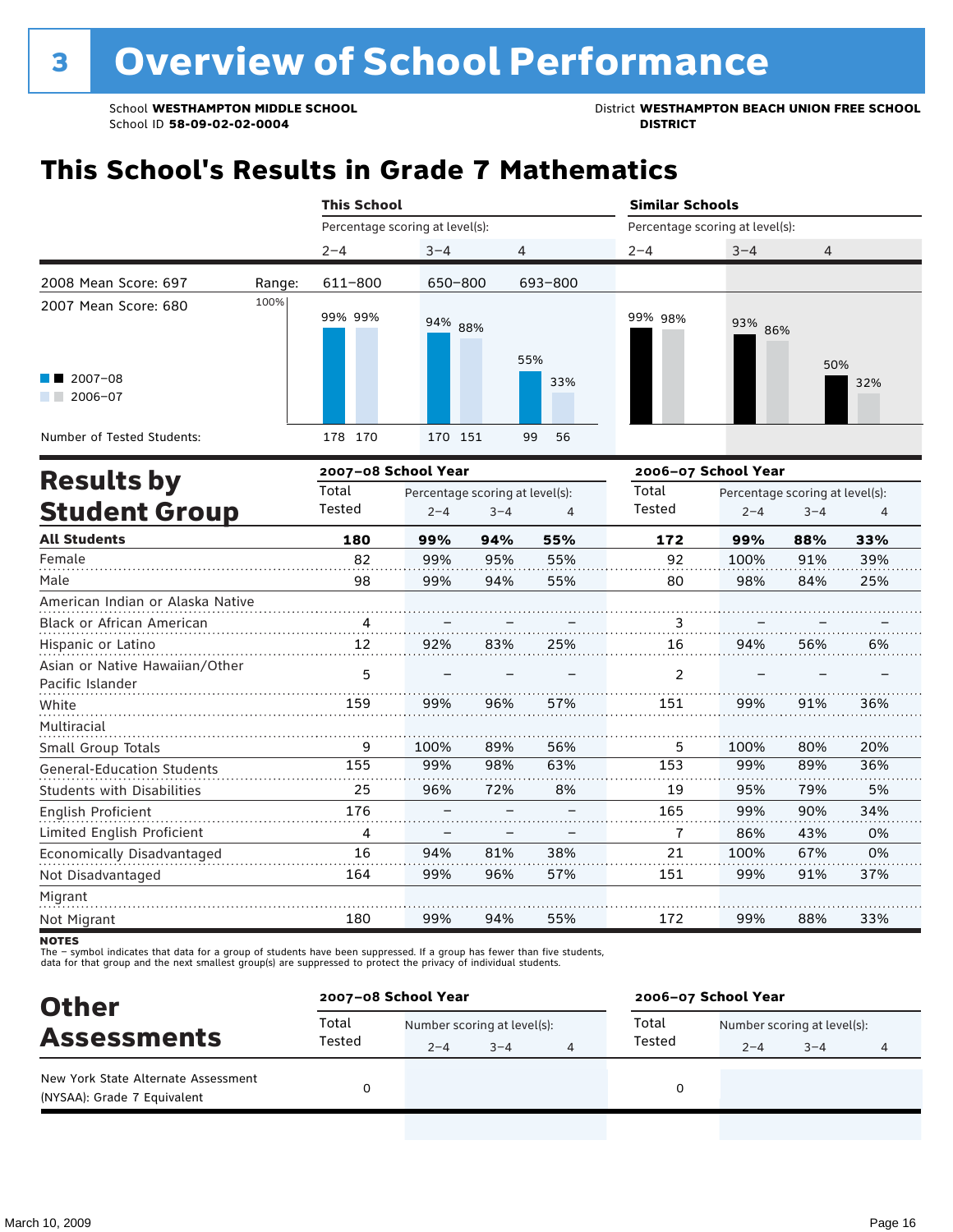# 3 Overview of School Performance

School **WESTHAMPTON MIDDLE SCHOOL**
School ID **58-09-02-02-0004**

District **WESTHAMPTON BEACH UNION FREE SCHOOL DISTRICT**

## This School's Results in Grade 7 Mathematics

| | This School | | | Similar Schools | | |
|---|---|---|---|---|---|---|
| | Percentage scoring at level(s): | | | Percentage scoring at level(s): | | |
| | 2–4 | 3–4 | 4 | 2–4 | 3–4 | 4 |
| 2008 Mean Score: 697 / Range: | 611–800 | 650–800 | 693–800 | | | |
| 2007 Mean Score: 680 | | | | | | |
| 2007–08 | 99% | 94% | 55% | 99% | 93% | 50% |
| 2006–07 | 99% | 88% | 33% | 98% | 86% | 32% |
| Number of Tested Students (2007–08) | 178 | 170 | 99 | | | |
| Number of Tested Students (2006–07) | 170 | 151 | 56 | | | |

## Results by Student Group

| | 2007–08 School Year | | | | 2006–07 School Year | | | |
|---|---|---|---|---|---|---|---|---|
| | Total Tested | Percentage scoring at level(s): 2–4 | 3–4 | 4 | Total Tested | Percentage scoring at level(s): 2–4 | 3–4 | 4 |
| **All Students** | **180** | **99%** | **94%** | **55%** | **172** | **99%** | **88%** | **33%** |
| Female | 82 | 99% | 95% | 55% | 92 | 100% | 91% | 39% |
| Male | 98 | 99% | 94% | 55% | 80 | 98% | 84% | 25% |
| American Indian or Alaska Native | | | | | | | | |
| Black or African American | 4 | – | – | – | 3 | – | – | – |
| Hispanic or Latino | 12 | 92% | 83% | 25% | 16 | 94% | 56% | 6% |
| Asian or Native Hawaiian/Other Pacific Islander | 5 | – | – | – | 2 | – | – | – |
| White | 159 | 99% | 96% | 57% | 151 | 99% | 91% | 36% |
| Multiracial | | | | | | | | |
| Small Group Totals | 9 | 100% | 89% | 56% | 5 | 100% | 80% | 20% |
| General-Education Students | 155 | 99% | 98% | 63% | 153 | 99% | 89% | 36% |
| Students with Disabilities | 25 | 96% | 72% | 8% | 19 | 95% | 79% | 5% |
| English Proficient | 176 | – | – | – | 165 | 99% | 90% | 34% |
| Limited English Proficient | 4 | – | – | – | 7 | 86% | 43% | 0% |
| Economically Disadvantaged | 16 | 94% | 81% | 38% | 21 | 100% | 67% | 0% |
| Not Disadvantaged | 164 | 99% | 96% | 57% | 151 | 99% | 91% | 37% |
| Migrant | | | | | | | | |
| Not Migrant | 180 | 99% | 94% | 55% | 172 | 99% | 88% | 33% |

**NOTES**
The – symbol indicates that data for a group of students have been suppressed. If a group has fewer than five students, data for that group and the next smallest group(s) are suppressed to protect the privacy of individual students.

## Other Assessments

| | 2007–08 School Year | | | | 2006–07 School Year | | | |
|---|---|---|---|---|---|---|---|---|
| | Total Tested | Number scoring at level(s): 2–4 | 3–4 | 4 | Total Tested | Number scoring at level(s): 2–4 | 3–4 | 4 |
| New York State Alternate Assessment (NYSAA): Grade 7 Equivalent | 0 | | | | 0 | | | |

March 10, 2009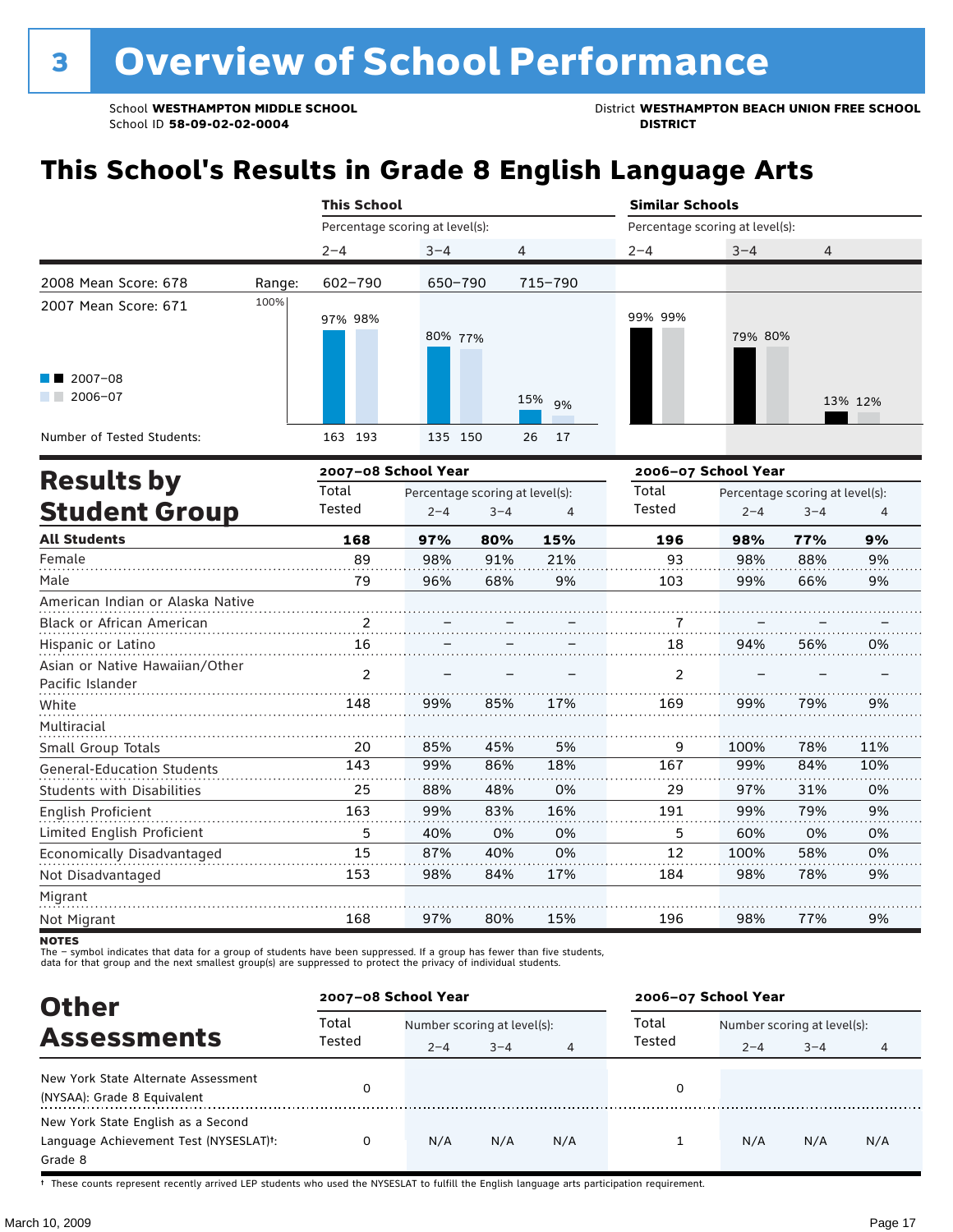# 3 Overview of School Performance

School **WESTHAMPTON MIDDLE SCHOOL**
School ID **58-09-02-02-0004**

District **WESTHAMPTON BEACH UNION FREE SCHOOL DISTRICT**

## This School's Results in Grade 8 English Language Arts

| | | This School | | | Similar Schools | | |
|---|---|---|---|---|---|---|---|
| | | Percentage scoring at level(s): | | | Percentage scoring at level(s): | | |
| | | 2–4 | 3–4 | 4 | 2–4 | 3–4 | 4 |
| 2008 Mean Score: 678 | Range: | 602–790 | 650–790 | 715–790 | | | |
| 2007 Mean Score: 671 | | | | | | | |
| 2007–08 | | 97% | 80% | 15% | 99% | 79% | 13% |
| 2006–07 | | 98% | 77% | 9% | 99% | 80% | 12% |
| Number of Tested Students: 2007–08 | | 163 | 135 | 26 | | | |
| Number of Tested Students: 2006–07 | | 193 | 150 | 17 | | | |

## Results by Student Group

| | 2007–08 School Year | | | | 2006–07 School Year | | | |
|---|---|---|---|---|---|---|---|---|
| | Total Tested | Percentage scoring at level(s): 2–4 | 3–4 | 4 | Total Tested | Percentage scoring at level(s): 2–4 | 3–4 | 4 |
| **All Students** | **168** | **97%** | **80%** | **15%** | **196** | **98%** | **77%** | **9%** |
| Female | 89 | 98% | 91% | 21% | 93 | 98% | 88% | 9% |
| Male | 79 | 96% | 68% | 9% | 103 | 99% | 66% | 9% |
| American Indian or Alaska Native | | | | | | | | |
| Black or African American | 2 | – | – | – | 7 | – | – | – |
| Hispanic or Latino | 16 | – | – | – | 18 | 94% | 56% | 0% |
| Asian or Native Hawaiian/Other Pacific Islander | 2 | – | – | – | 2 | – | – | – |
| White | 148 | 99% | 85% | 17% | 169 | 99% | 79% | 9% |
| Multiracial | | | | | | | | |
| Small Group Totals | 20 | 85% | 45% | 5% | 9 | 100% | 78% | 11% |
| General-Education Students | 143 | 99% | 86% | 18% | 167 | 99% | 84% | 10% |
| Students with Disabilities | 25 | 88% | 48% | 0% | 29 | 97% | 31% | 0% |
| English Proficient | 163 | 99% | 83% | 16% | 191 | 99% | 79% | 9% |
| Limited English Proficient | 5 | 40% | 0% | 0% | 5 | 60% | 0% | 0% |
| Economically Disadvantaged | 15 | 87% | 40% | 0% | 12 | 100% | 58% | 0% |
| Not Disadvantaged | 153 | 98% | 84% | 17% | 184 | 98% | 78% | 9% |
| Migrant | | | | | | | | |
| Not Migrant | 168 | 97% | 80% | 15% | 196 | 98% | 77% | 9% |

**NOTES**
The – symbol indicates that data for a group of students have been suppressed. If a group has fewer than five students, data for that group and the next smallest group(s) are suppressed to protect the privacy of individual students.

## Other Assessments

| | 2007–08 School Year | | | | 2006–07 School Year | | | |
|---|---|---|---|---|---|---|---|---|
| | Total Tested | Number scoring at level(s): 2–4 | 3–4 | 4 | Total Tested | Number scoring at level(s): 2–4 | 3–4 | 4 |
| New York State Alternate Assessment (NYSAA): Grade 8 Equivalent | 0 | | | | 0 | | | |
| New York State English as a Second Language Achievement Test (NYSESLAT)†: Grade 8 | 0 | N/A | N/A | N/A | 1 | N/A | N/A | N/A |

† These counts represent recently arrived LEP students who used the NYSESLAT to fulfill the English language arts participation requirement.

March 10, 2009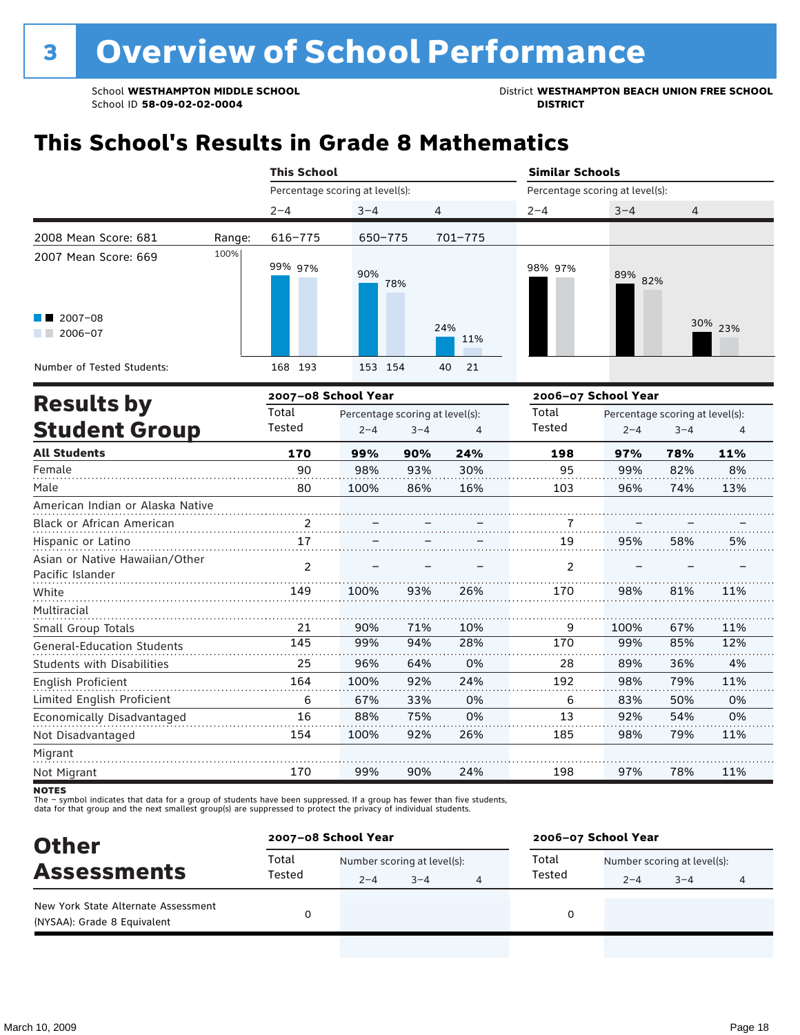# 3 Overview of School Performance

School **WESTHAMPTON MIDDLE SCHOOL**
School ID **58-09-02-02-0004**

District **WESTHAMPTON BEACH UNION FREE SCHOOL DISTRICT**

## This School's Results in Grade 8 Mathematics

| | | This School | | | Similar Schools | | |
|---|---|---|---|---|---|---|---|
| | | Percentage scoring at level(s): | | | Percentage scoring at level(s): | | |
| | | 2–4 | 3–4 | 4 | 2–4 | 3–4 | 4 |
| 2008 Mean Score: 681 | Range: | 616–775 | 650–775 | 701–775 | | | |
| 2007 Mean Score: 669 | | | | | | | |
| 2007–08 | | 99% | 90% | 24% | 98% | 89% | 30% |
| 2006–07 | | 97% | 78% | 11% | 97% | 82% | 23% |
| Number of Tested Students: 2007–08 | | 168 | 153 | 40 | | | |
| Number of Tested Students: 2006–07 | | 193 | 154 | 21 | | | |

## Results by Student Group

| | 2007–08 School Year | | | | 2006–07 School Year | | | |
|---|---|---|---|---|---|---|---|---|
| | Total Tested | Percentage scoring at level(s): 2–4 | 3–4 | 4 | Total Tested | Percentage scoring at level(s): 2–4 | 3–4 | 4 |
| **All Students** | **170** | **99%** | **90%** | **24%** | **198** | **97%** | **78%** | **11%** |
| Female | 90 | 98% | 93% | 30% | 95 | 99% | 82% | 8% |
| Male | 80 | 100% | 86% | 16% | 103 | 96% | 74% | 13% |
| American Indian or Alaska Native | | | | | | | | |
| Black or African American | 2 | – | – | – | 7 | – | – | – |
| Hispanic or Latino | 17 | – | – | – | 19 | 95% | 58% | 5% |
| Asian or Native Hawaiian/Other Pacific Islander | 2 | – | – | – | 2 | – | – | – |
| White | 149 | 100% | 93% | 26% | 170 | 98% | 81% | 11% |
| Multiracial | | | | | | | | |
| Small Group Totals | 21 | 90% | 71% | 10% | 9 | 100% | 67% | 11% |
| General-Education Students | 145 | 99% | 94% | 28% | 170 | 99% | 85% | 12% |
| Students with Disabilities | 25 | 96% | 64% | 0% | 28 | 89% | 36% | 4% |
| English Proficient | 164 | 100% | 92% | 24% | 192 | 98% | 79% | 11% |
| Limited English Proficient | 6 | 67% | 33% | 0% | 6 | 83% | 50% | 0% |
| Economically Disadvantaged | 16 | 88% | 75% | 0% | 13 | 92% | 54% | 0% |
| Not Disadvantaged | 154 | 100% | 92% | 26% | 185 | 98% | 79% | 11% |
| Migrant | | | | | | | | |
| Not Migrant | 170 | 99% | 90% | 24% | 198 | 97% | 78% | 11% |

**NOTES**
The – symbol indicates that data for a group of students have been suppressed. If a group has fewer than five students, data for that group and the next smallest group(s) are suppressed to protect the privacy of individual students.

## Other Assessments

| | 2007–08 School Year | | | | 2006–07 School Year | | | |
|---|---|---|---|---|---|---|---|---|
| | Total Tested | Number scoring at level(s): 2–4 | 3–4 | 4 | Total Tested | Number scoring at level(s): 2–4 | 3–4 | 4 |
| New York State Alternate Assessment (NYSAA): Grade 8 Equivalent | 0 | | | | 0 | | | |

March 10, 2009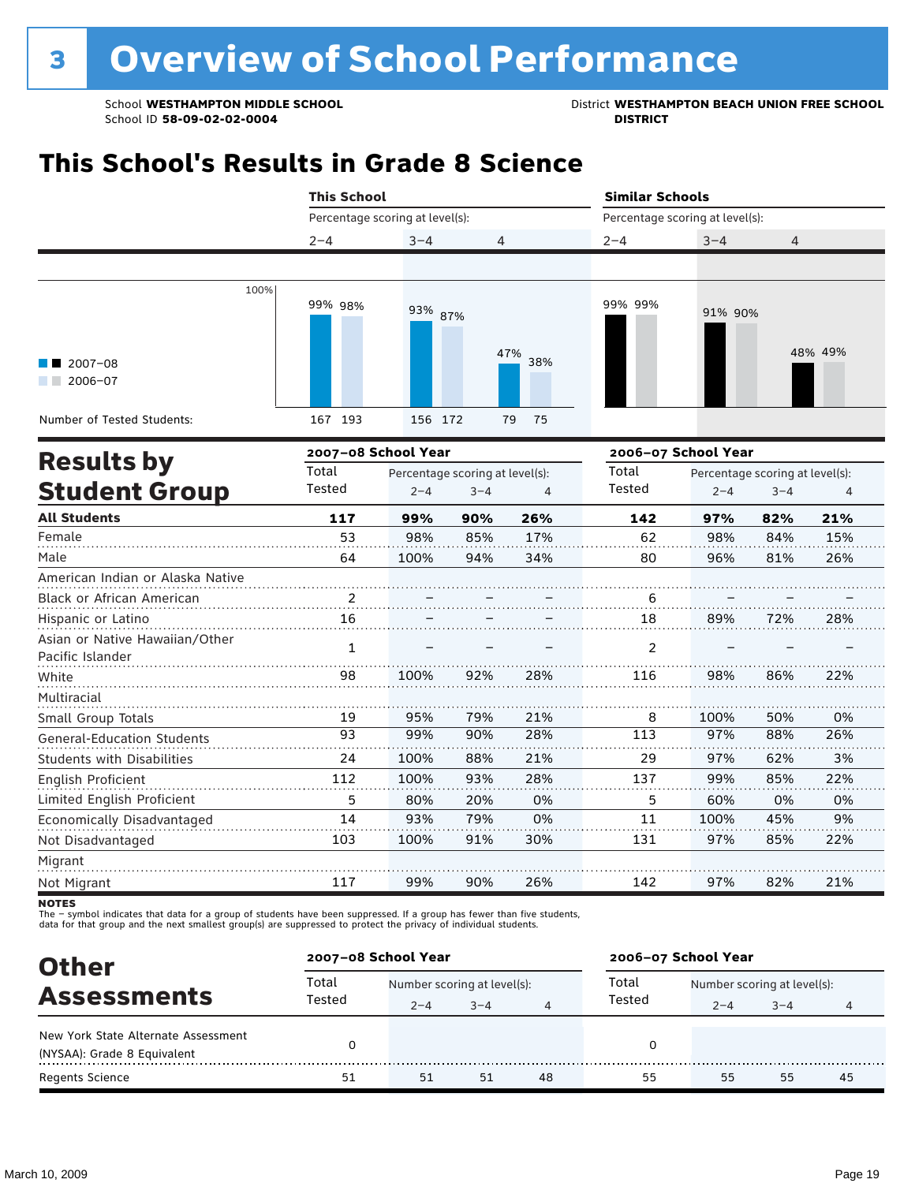# 3 Overview of School Performance

School **WESTHAMPTON MIDDLE SCHOOL**
School ID **58-09-02-02-0004**

District **WESTHAMPTON BEACH UNION FREE SCHOOL DISTRICT**

## This School's Results in Grade 8 Science

This School
Percentage scoring at level(s):
2–4 3–4 4

Similar Schools
Percentage scoring at level(s):
2–4 3–4 4

100%

2007–08
2006–07

99% 98%
93% 87%
47% 38%
99% 99%
91% 90%
48% 49%

Number of Tested Students: 167 193 156 172 79 75

## Results by Student Group

| | 2007–08 School Year | | | | 2006–07 School Year | | | |
|---|---|---|---|---|---|---|---|---|
| | Total Tested | Percentage scoring at level(s): 2–4 | 3–4 | 4 | Total Tested | Percentage scoring at level(s): 2–4 | 3–4 | 4 |
| **All Students** | **117** | **99%** | **90%** | **26%** | **142** | **97%** | **82%** | **21%** |
| Female | 53 | 98% | 85% | 17% | 62 | 98% | 84% | 15% |
| Male | 64 | 100% | 94% | 34% | 80 | 96% | 81% | 26% |
| American Indian or Alaska Native | | | | | | | | |
| Black or African American | 2 | – | – | – | 6 | – | – | – |
| Hispanic or Latino | 16 | – | – | – | 18 | 89% | 72% | 28% |
| Asian or Native Hawaiian/Other Pacific Islander | 1 | – | – | – | 2 | – | – | – |
| White | 98 | 100% | 92% | 28% | 116 | 98% | 86% | 22% |
| Multiracial | | | | | | | | |
| Small Group Totals | 19 | 95% | 79% | 21% | 8 | 100% | 50% | 0% |
| General-Education Students | 93 | 99% | 90% | 28% | 113 | 97% | 88% | 26% |
| Students with Disabilities | 24 | 100% | 88% | 21% | 29 | 97% | 62% | 3% |
| English Proficient | 112 | 100% | 93% | 28% | 137 | 99% | 85% | 22% |
| Limited English Proficient | 5 | 80% | 20% | 0% | 5 | 60% | 0% | 0% |
| Economically Disadvantaged | 14 | 93% | 79% | 0% | 11 | 100% | 45% | 9% |
| Not Disadvantaged | 103 | 100% | 91% | 30% | 131 | 97% | 85% | 22% |
| Migrant | | | | | | | | |
| Not Migrant | 117 | 99% | 90% | 26% | 142 | 97% | 82% | 21% |

**NOTES**
The – symbol indicates that data for a group of students have been suppressed. If a group has fewer than five students, data for that group and the next smallest group(s) are suppressed to protect the privacy of individual students.

## Other Assessments

| | 2007–08 School Year | | | | 2006–07 School Year | | | |
|---|---|---|---|---|---|---|---|---|
| | Total Tested | Number scoring at level(s): 2–4 | 3–4 | 4 | Total Tested | Number scoring at level(s): 2–4 | 3–4 | 4 |
| New York State Alternate Assessment (NYSAA): Grade 8 Equivalent | 0 | | | | 0 | | | |
| Regents Science | 51 | 51 | 51 | 48 | 55 | 55 | 55 | 45 |

March 10, 2009